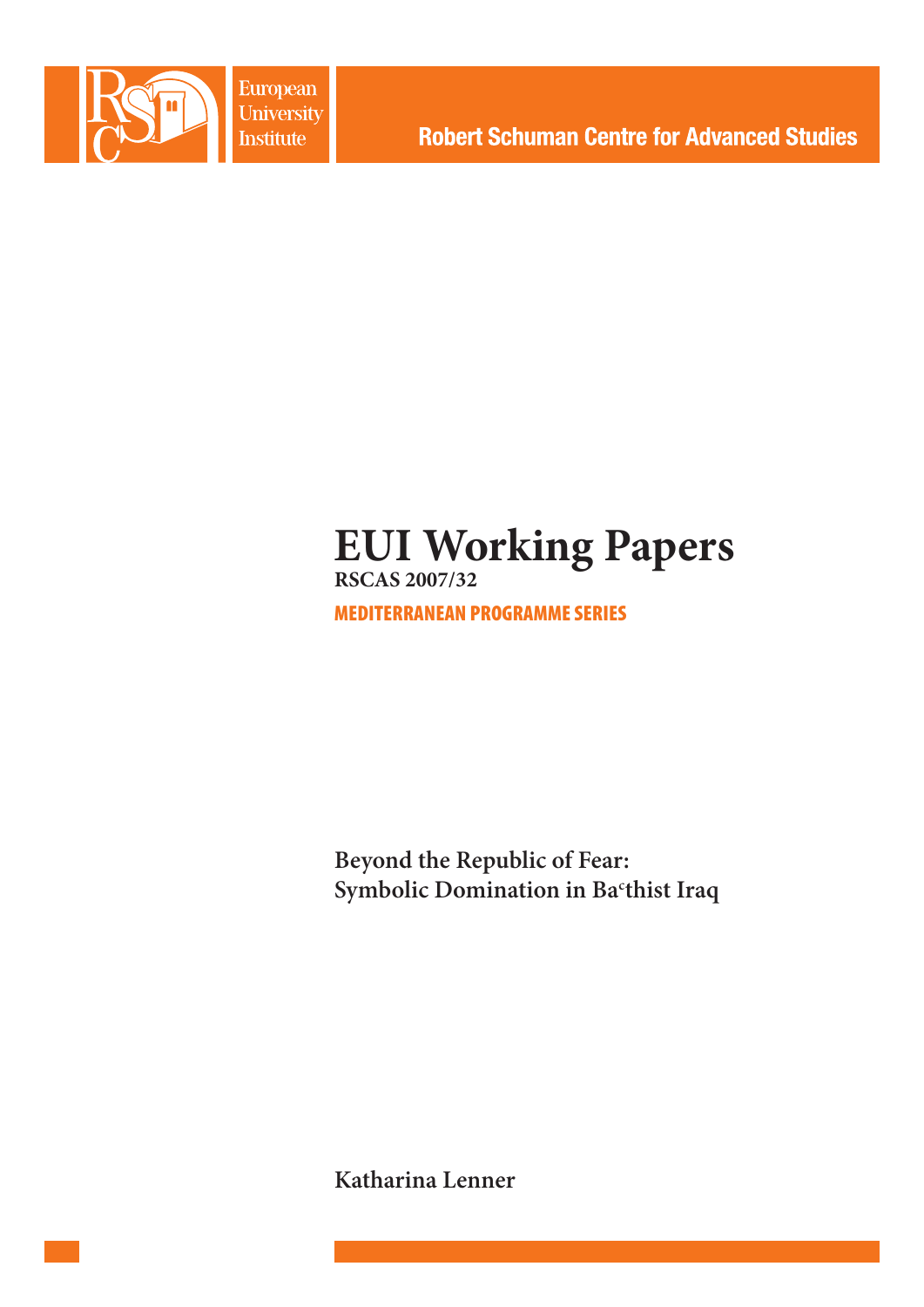European University Institute

Robert Schuman Centre for Advanced Studies

# EUI Working Papers

**RSCAS 2007/32**

**MEDITERRANEAN PROGRAMME SERIES**

**Beyond the Republic of Fear:**
**Symbolic Domination in Baᶜthist Iraq**

**Katharina Lenner**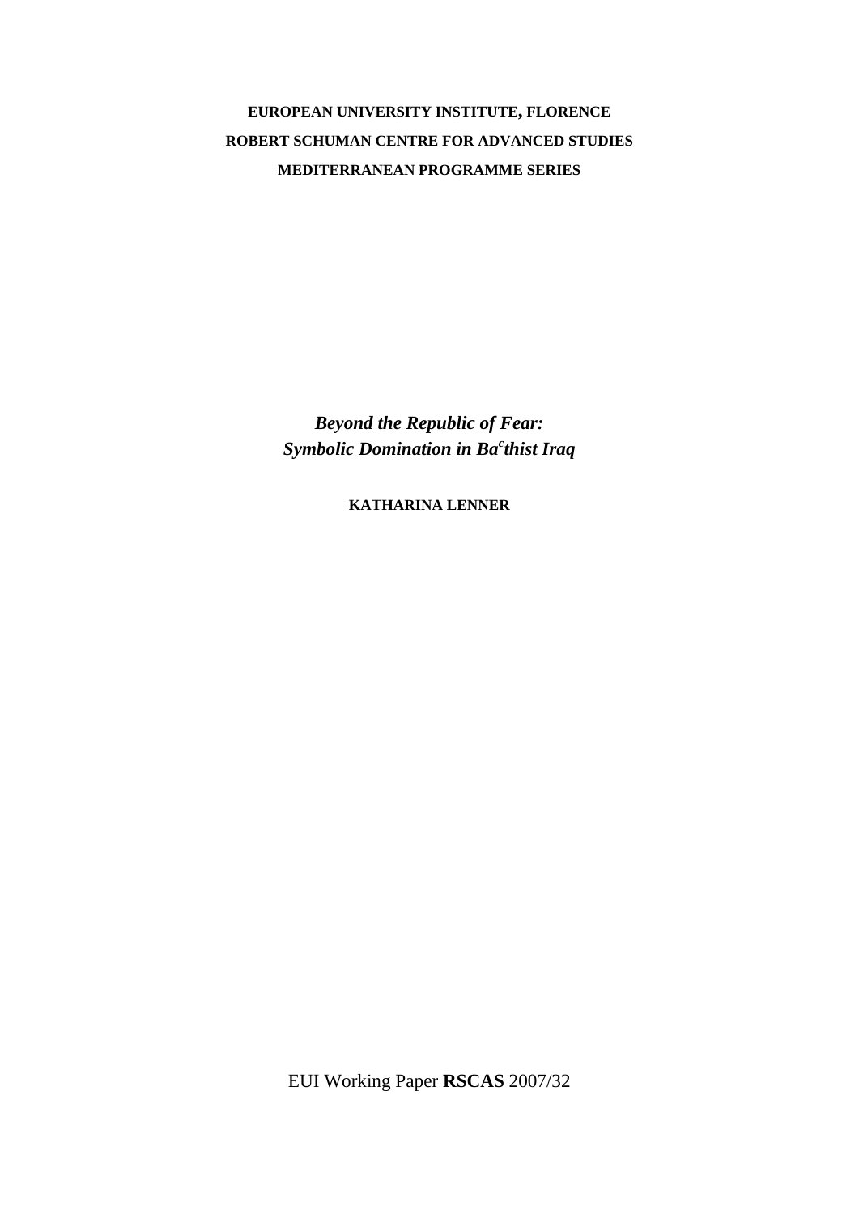**EUROPEAN UNIVERSITY INSTITUTE, FLORENCE**

**ROBERT SCHUMAN CENTRE FOR ADVANCED STUDIES**

**MEDITERRANEAN PROGRAMME SERIES**

# *Beyond the Republic of Fear: Symbolic Domination in Ba$^{c}$thist Iraq*

**KATHARINA LENNER**

EUI Working Paper **RSCAS** 2007/32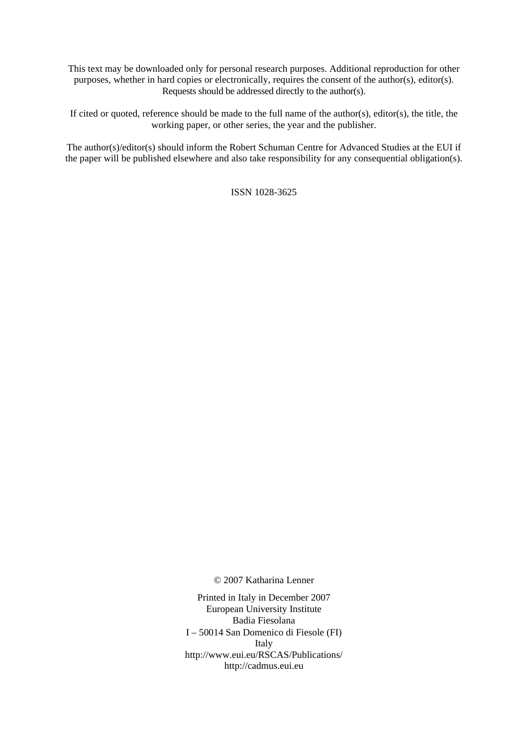This text may be downloaded only for personal research purposes. Additional reproduction for other purposes, whether in hard copies or electronically, requires the consent of the author(s), editor(s). Requests should be addressed directly to the author(s).

If cited or quoted, reference should be made to the full name of the author(s), editor(s), the title, the working paper, or other series, the year and the publisher.

The author(s)/editor(s) should inform the Robert Schuman Centre for Advanced Studies at the EUI if the paper will be published elsewhere and also take responsibility for any consequential obligation(s).

ISSN 1028-3625

© 2007 Katharina Lenner

Printed in Italy in December 2007
European University Institute
Badia Fiesolana
I – 50014 San Domenico di Fiesole (FI)
Italy
http://www.eui.eu/RSCAS/Publications/
http://cadmus.eui.eu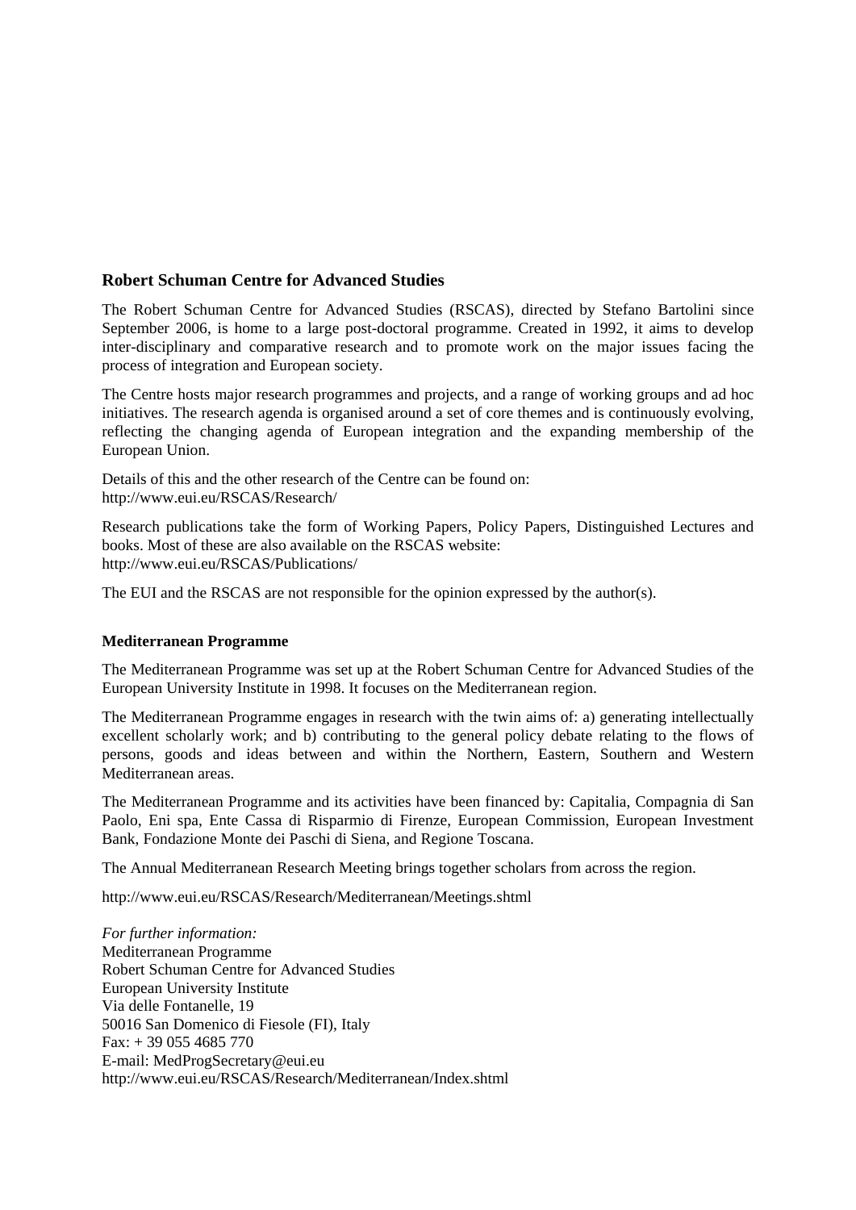## Robert Schuman Centre for Advanced Studies

The Robert Schuman Centre for Advanced Studies (RSCAS), directed by Stefano Bartolini since September 2006, is home to a large post-doctoral programme. Created in 1992, it aims to develop inter-disciplinary and comparative research and to promote work on the major issues facing the process of integration and European society.

The Centre hosts major research programmes and projects, and a range of working groups and ad hoc initiatives. The research agenda is organised around a set of core themes and is continuously evolving, reflecting the changing agenda of European integration and the expanding membership of the European Union.

Details of this and the other research of the Centre can be found on:
http://www.eui.eu/RSCAS/Research/

Research publications take the form of Working Papers, Policy Papers, Distinguished Lectures and books. Most of these are also available on the RSCAS website:
http://www.eui.eu/RSCAS/Publications/

The EUI and the RSCAS are not responsible for the opinion expressed by the author(s).

### Mediterranean Programme

The Mediterranean Programme was set up at the Robert Schuman Centre for Advanced Studies of the European University Institute in 1998. It focuses on the Mediterranean region.

The Mediterranean Programme engages in research with the twin aims of: a) generating intellectually excellent scholarly work; and b) contributing to the general policy debate relating to the flows of persons, goods and ideas between and within the Northern, Eastern, Southern and Western Mediterranean areas.

The Mediterranean Programme and its activities have been financed by: Capitalia, Compagnia di San Paolo, Eni spa, Ente Cassa di Risparmio di Firenze, European Commission, European Investment Bank, Fondazione Monte dei Paschi di Siena, and Regione Toscana.

The Annual Mediterranean Research Meeting brings together scholars from across the region.

http://www.eui.eu/RSCAS/Research/Mediterranean/Meetings.shtml

*For further information:*
Mediterranean Programme
Robert Schuman Centre for Advanced Studies
European University Institute
Via delle Fontanelle, 19
50016 San Domenico di Fiesole (FI), Italy
Fax: + 39 055 4685 770
E-mail: MedProgSecretary@eui.eu
http://www.eui.eu/RSCAS/Research/Mediterranean/Index.shtml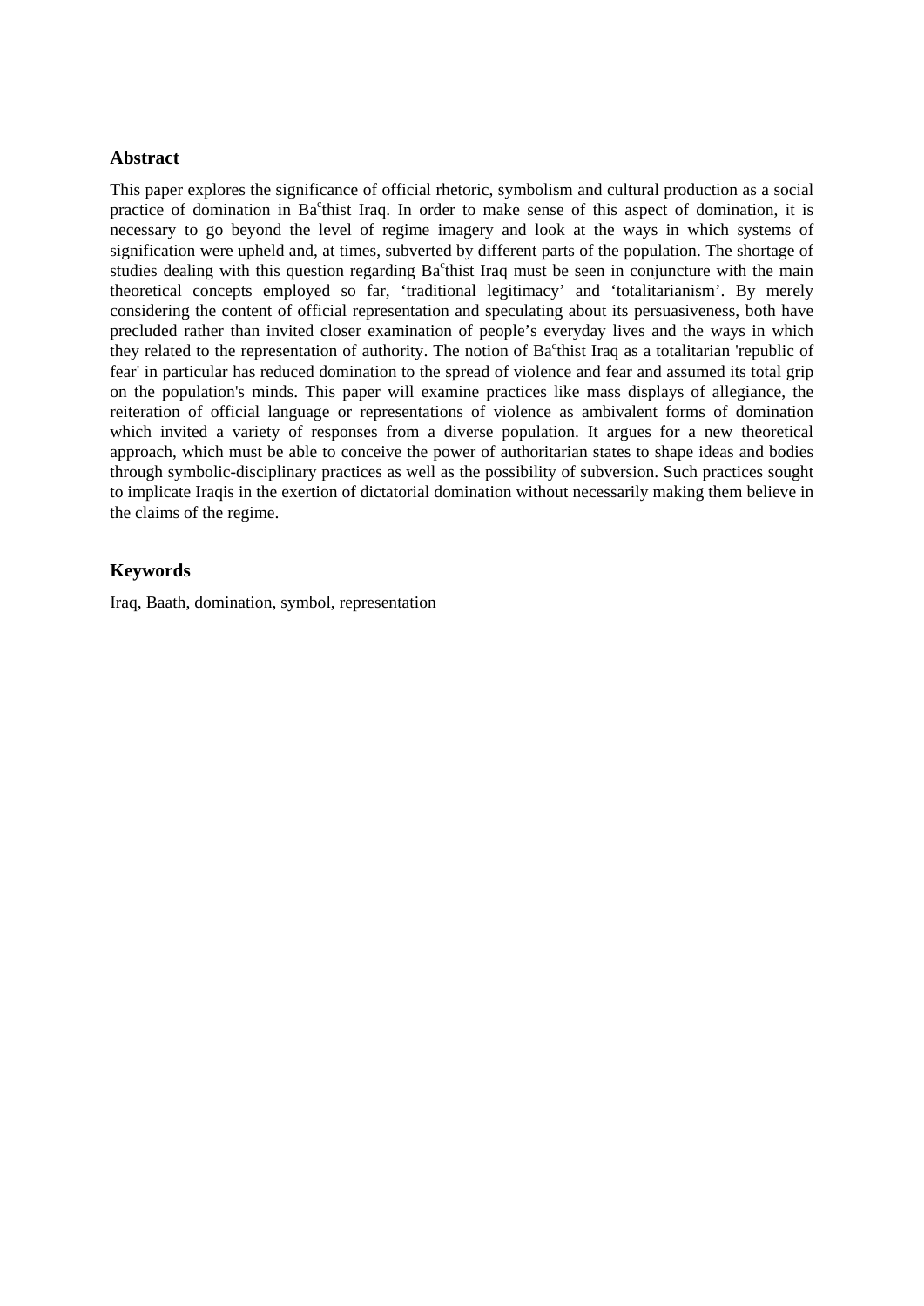## Abstract

This paper explores the significance of official rhetoric, symbolism and cultural production as a social practice of domination in Baᶜthist Iraq. In order to make sense of this aspect of domination, it is necessary to go beyond the level of regime imagery and look at the ways in which systems of signification were upheld and, at times, subverted by different parts of the population. The shortage of studies dealing with this question regarding Baᶜthist Iraq must be seen in conjuncture with the main theoretical concepts employed so far, 'traditional legitimacy' and 'totalitarianism'. By merely considering the content of official representation and speculating about its persuasiveness, both have precluded rather than invited closer examination of people's everyday lives and the ways in which they related to the representation of authority. The notion of Baᶜthist Iraq as a totalitarian 'republic of fear' in particular has reduced domination to the spread of violence and fear and assumed its total grip on the population's minds. This paper will examine practices like mass displays of allegiance, the reiteration of official language or representations of violence as ambivalent forms of domination which invited a variety of responses from a diverse population. It argues for a new theoretical approach, which must be able to conceive the power of authoritarian states to shape ideas and bodies through symbolic-disciplinary practices as well as the possibility of subversion. Such practices sought to implicate Iraqis in the exertion of dictatorial domination without necessarily making them believe in the claims of the regime.

## Keywords

Iraq, Baath, domination, symbol, representation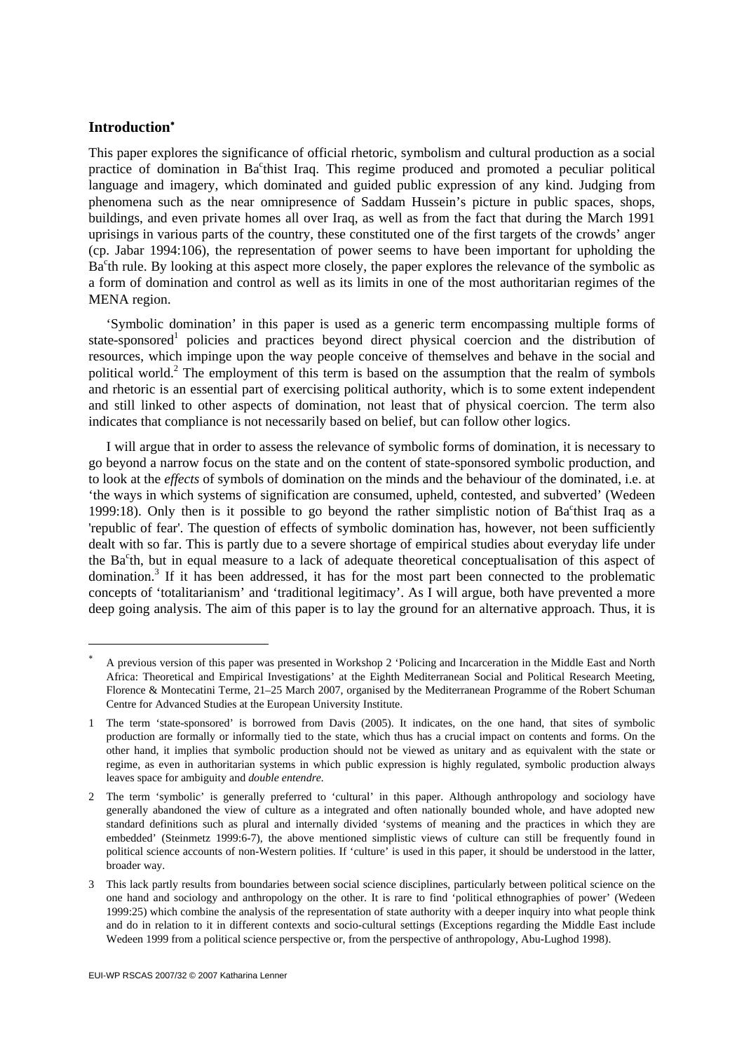## Introduction*

This paper explores the significance of official rhetoric, symbolism and cultural production as a social practice of domination in Baᶜthist Iraq. This regime produced and promoted a peculiar political language and imagery, which dominated and guided public expression of any kind. Judging from phenomena such as the near omnipresence of Saddam Hussein's picture in public spaces, shops, buildings, and even private homes all over Iraq, as well as from the fact that during the March 1991 uprisings in various parts of the country, these constituted one of the first targets of the crowds' anger (cp. Jabar 1994:106), the representation of power seems to have been important for upholding the Baᶜth rule. By looking at this aspect more closely, the paper explores the relevance of the symbolic as a form of domination and control as well as its limits in one of the most authoritarian regimes of the MENA region.

'Symbolic domination' in this paper is used as a generic term encompassing multiple forms of state-sponsored[1] policies and practices beyond direct physical coercion and the distribution of resources, which impinge upon the way people conceive of themselves and behave in the social and political world.[2] The employment of this term is based on the assumption that the realm of symbols and rhetoric is an essential part of exercising political authority, which is to some extent independent and still linked to other aspects of domination, not least that of physical coercion. The term also indicates that compliance is not necessarily based on belief, but can follow other logics.

I will argue that in order to assess the relevance of symbolic forms of domination, it is necessary to go beyond a narrow focus on the state and on the content of state-sponsored symbolic production, and to look at the *effects* of symbols of domination on the minds and the behaviour of the dominated, i.e. at 'the ways in which systems of signification are consumed, upheld, contested, and subverted' (Wedeen 1999:18). Only then is it possible to go beyond the rather simplistic notion of Baᶜthist Iraq as a 'republic of fear'. The question of effects of symbolic domination has, however, not been sufficiently dealt with so far. This is partly due to a severe shortage of empirical studies about everyday life under the Baᶜth, but in equal measure to a lack of adequate theoretical conceptualisation of this aspect of domination.[3] If it has been addressed, it has for the most part been connected to the problematic concepts of 'totalitarianism' and 'traditional legitimacy'. As I will argue, both have prevented a more deep going analysis. The aim of this paper is to lay the ground for an alternative approach. Thus, it is

---

* A previous version of this paper was presented in Workshop 2 'Policing and Incarceration in the Middle East and North Africa: Theoretical and Empirical Investigations' at the Eighth Mediterranean Social and Political Research Meeting, Florence & Montecatini Terme, 21–25 March 2007, organised by the Mediterranean Programme of the Robert Schuman Centre for Advanced Studies at the European University Institute.

1 The term 'state-sponsored' is borrowed from Davis (2005). It indicates, on the one hand, that sites of symbolic production are formally or informally tied to the state, which thus has a crucial impact on contents and forms. On the other hand, it implies that symbolic production should not be viewed as unitary and as equivalent with the state or regime, as even in authoritarian systems in which public expression is highly regulated, symbolic production always leaves space for ambiguity and *double entendre*.

2 The term 'symbolic' is generally preferred to 'cultural' in this paper. Although anthropology and sociology have generally abandoned the view of culture as a integrated and often nationally bounded whole, and have adopted new standard definitions such as plural and internally divided 'systems of meaning and the practices in which they are embedded' (Steinmetz 1999:6-7), the above mentioned simplistic views of culture can still be frequently found in political science accounts of non-Western polities. If 'culture' is used in this paper, it should be understood in the latter, broader way.

3 This lack partly results from boundaries between social science disciplines, particularly between political science on the one hand and sociology and anthropology on the other. It is rare to find 'political ethnographies of power' (Wedeen 1999:25) which combine the analysis of the representation of state authority with a deeper inquiry into what people think and do in relation to it in different contexts and socio-cultural settings (Exceptions regarding the Middle East include Wedeen 1999 from a political science perspective or, from the perspective of anthropology, Abu-Lughod 1998).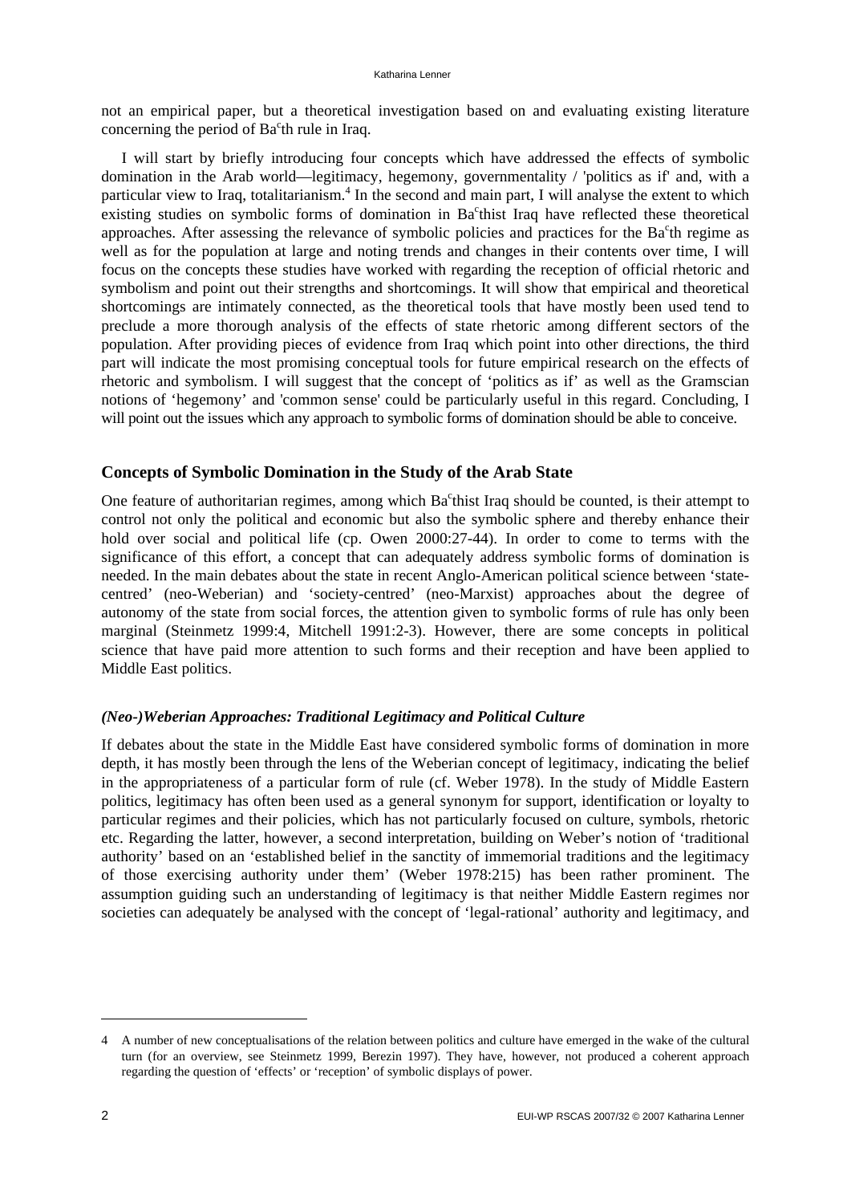not an empirical paper, but a theoretical investigation based on and evaluating existing literature concerning the period of Ba<sup>c</sup>th rule in Iraq.

I will start by briefly introducing four concepts which have addressed the effects of symbolic domination in the Arab world—legitimacy, hegemony, governmentality / 'politics as if' and, with a particular view to Iraq, totalitarianism.[4] In the second and main part, I will analyse the extent to which existing studies on symbolic forms of domination in Baʿthist Iraq have reflected these theoretical approaches. After assessing the relevance of symbolic policies and practices for the Baʿth regime as well as for the population at large and noting trends and changes in their contents over time, I will focus on the concepts these studies have worked with regarding the reception of official rhetoric and symbolism and point out their strengths and shortcomings. It will show that empirical and theoretical shortcomings are intimately connected, as the theoretical tools that have mostly been used tend to preclude a more thorough analysis of the effects of state rhetoric among different sectors of the population. After providing pieces of evidence from Iraq which point into other directions, the third part will indicate the most promising conceptual tools for future empirical research on the effects of rhetoric and symbolism. I will suggest that the concept of 'politics as if' as well as the Gramscian notions of 'hegemony' and 'common sense' could be particularly useful in this regard. Concluding, I will point out the issues which any approach to symbolic forms of domination should be able to conceive.

## Concepts of Symbolic Domination in the Study of the Arab State

One feature of authoritarian regimes, among which Baʿthist Iraq should be counted, is their attempt to control not only the political and economic but also the symbolic sphere and thereby enhance their hold over social and political life (cp. Owen 2000:27-44). In order to come to terms with the significance of this effort, a concept that can adequately address symbolic forms of domination is needed. In the main debates about the state in recent Anglo-American political science between 'state-centred' (neo-Weberian) and 'society-centred' (neo-Marxist) approaches about the degree of autonomy of the state from social forces, the attention given to symbolic forms of rule has only been marginal (Steinmetz 1999:4, Mitchell 1991:2-3). However, there are some concepts in political science that have paid more attention to such forms and their reception and have been applied to Middle East politics.

### *(Neo-)Weberian Approaches: Traditional Legitimacy and Political Culture*

If debates about the state in the Middle East have considered symbolic forms of domination in more depth, it has mostly been through the lens of the Weberian concept of legitimacy, indicating the belief in the appropriateness of a particular form of rule (cf. Weber 1978). In the study of Middle Eastern politics, legitimacy has often been used as a general synonym for support, identification or loyalty to particular regimes and their policies, which has not particularly focused on culture, symbols, rhetoric etc. Regarding the latter, however, a second interpretation, building on Weber's notion of 'traditional authority' based on an 'established belief in the sanctity of immemorial traditions and the legitimacy of those exercising authority under them' (Weber 1978:215) has been rather prominent. The assumption guiding such an understanding of legitimacy is that neither Middle Eastern regimes nor societies can adequately be analysed with the concept of 'legal-rational' authority and legitimacy, and

---

4 A number of new conceptualisations of the relation between politics and culture have emerged in the wake of the cultural turn (for an overview, see Steinmetz 1999, Berezin 1997). They have, however, not produced a coherent approach regarding the question of 'effects' or 'reception' of symbolic displays of power.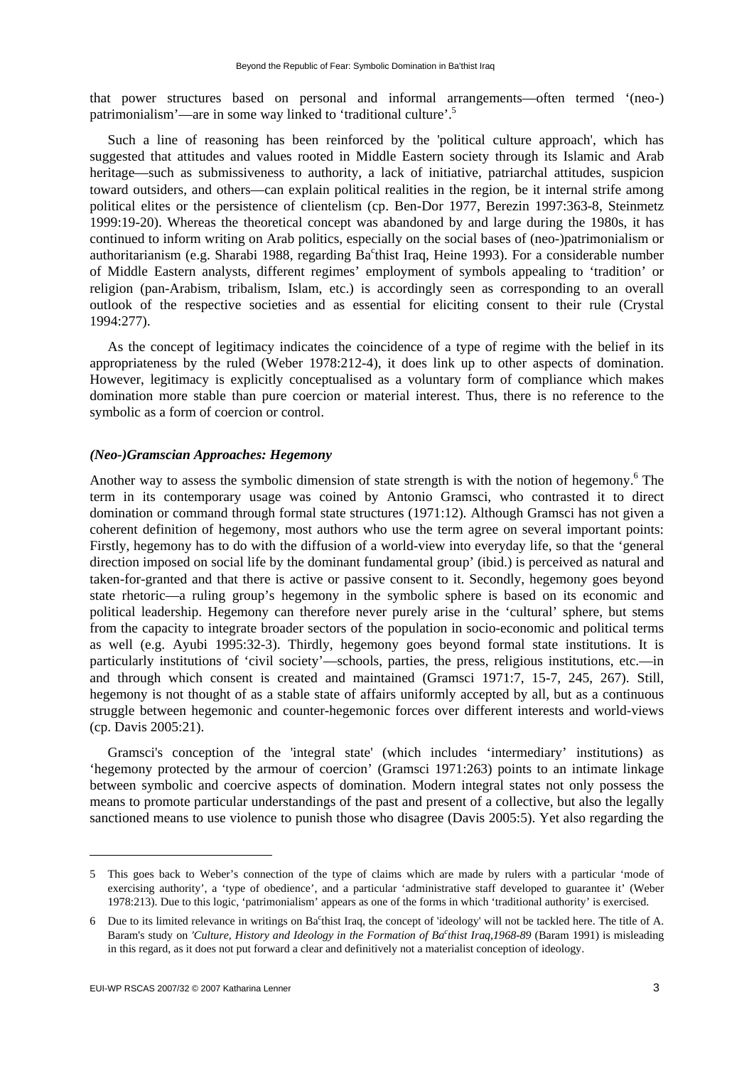that power structures based on personal and informal arrangements—often termed '(neo-) patrimonialism'—are in some way linked to 'traditional culture'.[5]

Such a line of reasoning has been reinforced by the 'political culture approach', which has suggested that attitudes and values rooted in Middle Eastern society through its Islamic and Arab heritage—such as submissiveness to authority, a lack of initiative, patriarchal attitudes, suspicion toward outsiders, and others—can explain political realities in the region, be it internal strife among political elites or the persistence of clientelism (cp. Ben-Dor 1977, Berezin 1997:363-8, Steinmetz 1999:19-20). Whereas the theoretical concept was abandoned by and large during the 1980s, it has continued to inform writing on Arab politics, especially on the social bases of (neo-)patrimonialism or authoritarianism (e.g. Sharabi 1988, regarding Baᶜthist Iraq, Heine 1993). For a considerable number of Middle Eastern analysts, different regimes' employment of symbols appealing to 'tradition' or religion (pan-Arabism, tribalism, Islam, etc.) is accordingly seen as corresponding to an overall outlook of the respective societies and as essential for eliciting consent to their rule (Crystal 1994:277).

As the concept of legitimacy indicates the coincidence of a type of regime with the belief in its appropriateness by the ruled (Weber 1978:212-4), it does link up to other aspects of domination. However, legitimacy is explicitly conceptualised as a voluntary form of compliance which makes domination more stable than pure coercion or material interest. Thus, there is no reference to the symbolic as a form of coercion or control.

### *(Neo-)Gramscian Approaches: Hegemony*

Another way to assess the symbolic dimension of state strength is with the notion of hegemony.[6] The term in its contemporary usage was coined by Antonio Gramsci, who contrasted it to direct domination or command through formal state structures (1971:12). Although Gramsci has not given a coherent definition of hegemony, most authors who use the term agree on several important points: Firstly, hegemony has to do with the diffusion of a world-view into everyday life, so that the 'general direction imposed on social life by the dominant fundamental group' (ibid.) is perceived as natural and taken-for-granted and that there is active or passive consent to it. Secondly, hegemony goes beyond state rhetoric—a ruling group's hegemony in the symbolic sphere is based on its economic and political leadership. Hegemony can therefore never purely arise in the 'cultural' sphere, but stems from the capacity to integrate broader sectors of the population in socio-economic and political terms as well (e.g. Ayubi 1995:32-3). Thirdly, hegemony goes beyond formal state institutions. It is particularly institutions of 'civil society'—schools, parties, the press, religious institutions, etc.—in and through which consent is created and maintained (Gramsci 1971:7, 15-7, 245, 267). Still, hegemony is not thought of as a stable state of affairs uniformly accepted by all, but as a continuous struggle between hegemonic and counter-hegemonic forces over different interests and world-views (cp. Davis 2005:21).

Gramsci's conception of the 'integral state' (which includes 'intermediary' institutions) as 'hegemony protected by the armour of coercion' (Gramsci 1971:263) points to an intimate linkage between symbolic and coercive aspects of domination. Modern integral states not only possess the means to promote particular understandings of the past and present of a collective, but also the legally sanctioned means to use violence to punish those who disagree (Davis 2005:5). Yet also regarding the

---

5 This goes back to Weber's connection of the type of claims which are made by rulers with a particular 'mode of exercising authority', a 'type of obedience', and a particular 'administrative staff developed to guarantee it' (Weber 1978:213). Due to this logic, 'patrimonialism' appears as one of the forms in which 'traditional authority' is exercised.

6 Due to its limited relevance in writings on Baᶜthist Iraq, the concept of 'ideology' will not be tackled here. The title of A. Baram's study on *'Culture, History and Ideology in the Formation of Baᶜthist Iraq,1968-89* (Baram 1991) is misleading in this regard, as it does not put forward a clear and definitively not a materialist conception of ideology.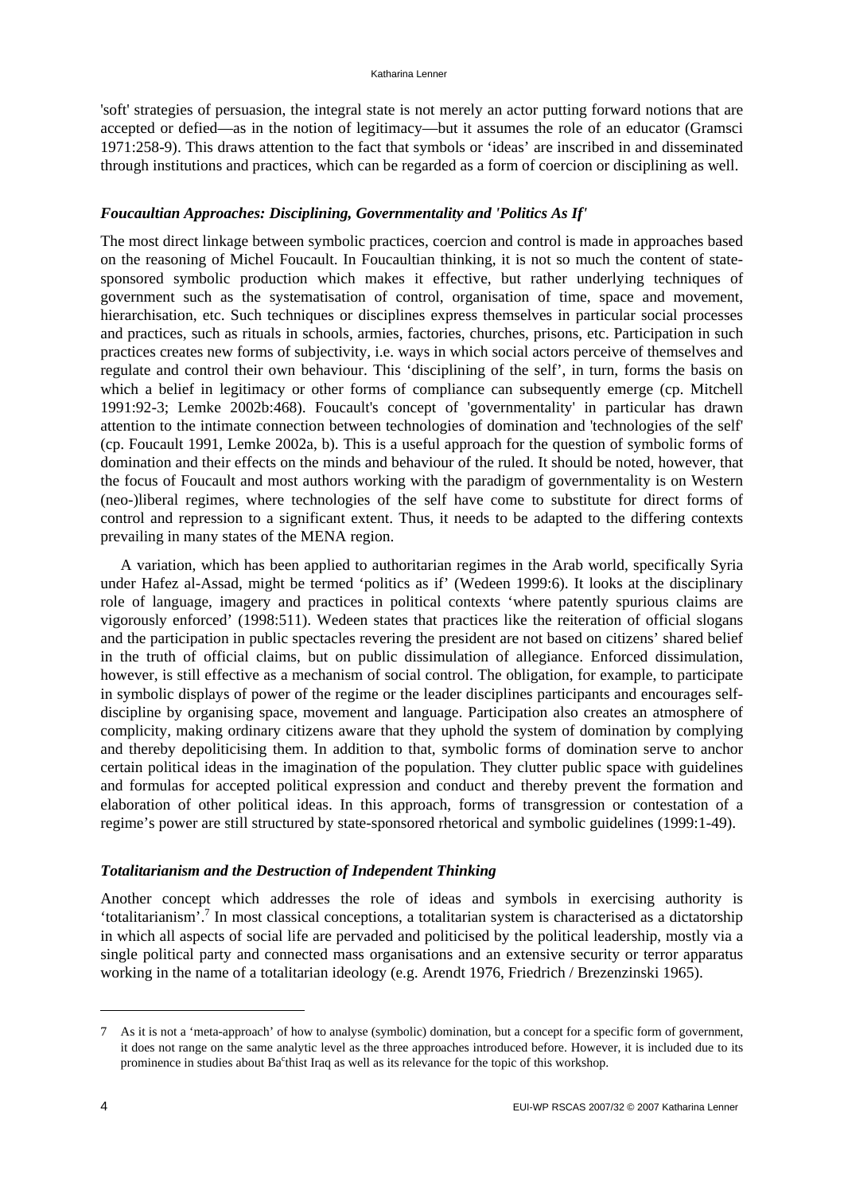'soft' strategies of persuasion, the integral state is not merely an actor putting forward notions that are accepted or defied—as in the notion of legitimacy—but it assumes the role of an educator (Gramsci 1971:258-9). This draws attention to the fact that symbols or 'ideas' are inscribed in and disseminated through institutions and practices, which can be regarded as a form of coercion or disciplining as well.

### *Foucaultian Approaches: Disciplining, Governmentality and 'Politics As If'*

The most direct linkage between symbolic practices, coercion and control is made in approaches based on the reasoning of Michel Foucault. In Foucaultian thinking, it is not so much the content of state-sponsored symbolic production which makes it effective, but rather underlying techniques of government such as the systematisation of control, organisation of time, space and movement, hierarchisation, etc. Such techniques or disciplines express themselves in particular social processes and practices, such as rituals in schools, armies, factories, churches, prisons, etc. Participation in such practices creates new forms of subjectivity, i.e. ways in which social actors perceive of themselves and regulate and control their own behaviour. This 'disciplining of the self', in turn, forms the basis on which a belief in legitimacy or other forms of compliance can subsequently emerge (cp. Mitchell 1991:92-3; Lemke 2002b:468). Foucault's concept of 'governmentality' in particular has drawn attention to the intimate connection between technologies of domination and 'technologies of the self' (cp. Foucault 1991, Lemke 2002a, b). This is a useful approach for the question of symbolic forms of domination and their effects on the minds and behaviour of the ruled. It should be noted, however, that the focus of Foucault and most authors working with the paradigm of governmentality is on Western (neo-)liberal regimes, where technologies of the self have come to substitute for direct forms of control and repression to a significant extent. Thus, it needs to be adapted to the differing contexts prevailing in many states of the MENA region.

A variation, which has been applied to authoritarian regimes in the Arab world, specifically Syria under Hafez al-Assad, might be termed 'politics as if' (Wedeen 1999:6). It looks at the disciplinary role of language, imagery and practices in political contexts 'where patently spurious claims are vigorously enforced' (1998:511). Wedeen states that practices like the reiteration of official slogans and the participation in public spectacles revering the president are not based on citizens' shared belief in the truth of official claims, but on public dissimulation of allegiance. Enforced dissimulation, however, is still effective as a mechanism of social control. The obligation, for example, to participate in symbolic displays of power of the regime or the leader disciplines participants and encourages self-discipline by organising space, movement and language. Participation also creates an atmosphere of complicity, making ordinary citizens aware that they uphold the system of domination by complying and thereby depoliticising them. In addition to that, symbolic forms of domination serve to anchor certain political ideas in the imagination of the population. They clutter public space with guidelines and formulas for accepted political expression and conduct and thereby prevent the formation and elaboration of other political ideas. In this approach, forms of transgression or contestation of a regime's power are still structured by state-sponsored rhetorical and symbolic guidelines (1999:1-49).

### *Totalitarianism and the Destruction of Independent Thinking*

Another concept which addresses the role of ideas and symbols in exercising authority is 'totalitarianism'.[7] In most classical conceptions, a totalitarian system is characterised as a dictatorship in which all aspects of social life are pervaded and politicised by the political leadership, mostly via a single political party and connected mass organisations and an extensive security or terror apparatus working in the name of a totalitarian ideology (e.g. Arendt 1976, Friedrich / Brezenzinski 1965).

---

7 As it is not a 'meta-approach' of how to analyse (symbolic) domination, but a concept for a specific form of government, it does not range on the same analytic level as the three approaches introduced before. However, it is included due to its prominence in studies about Baʿthist Iraq as well as its relevance for the topic of this workshop.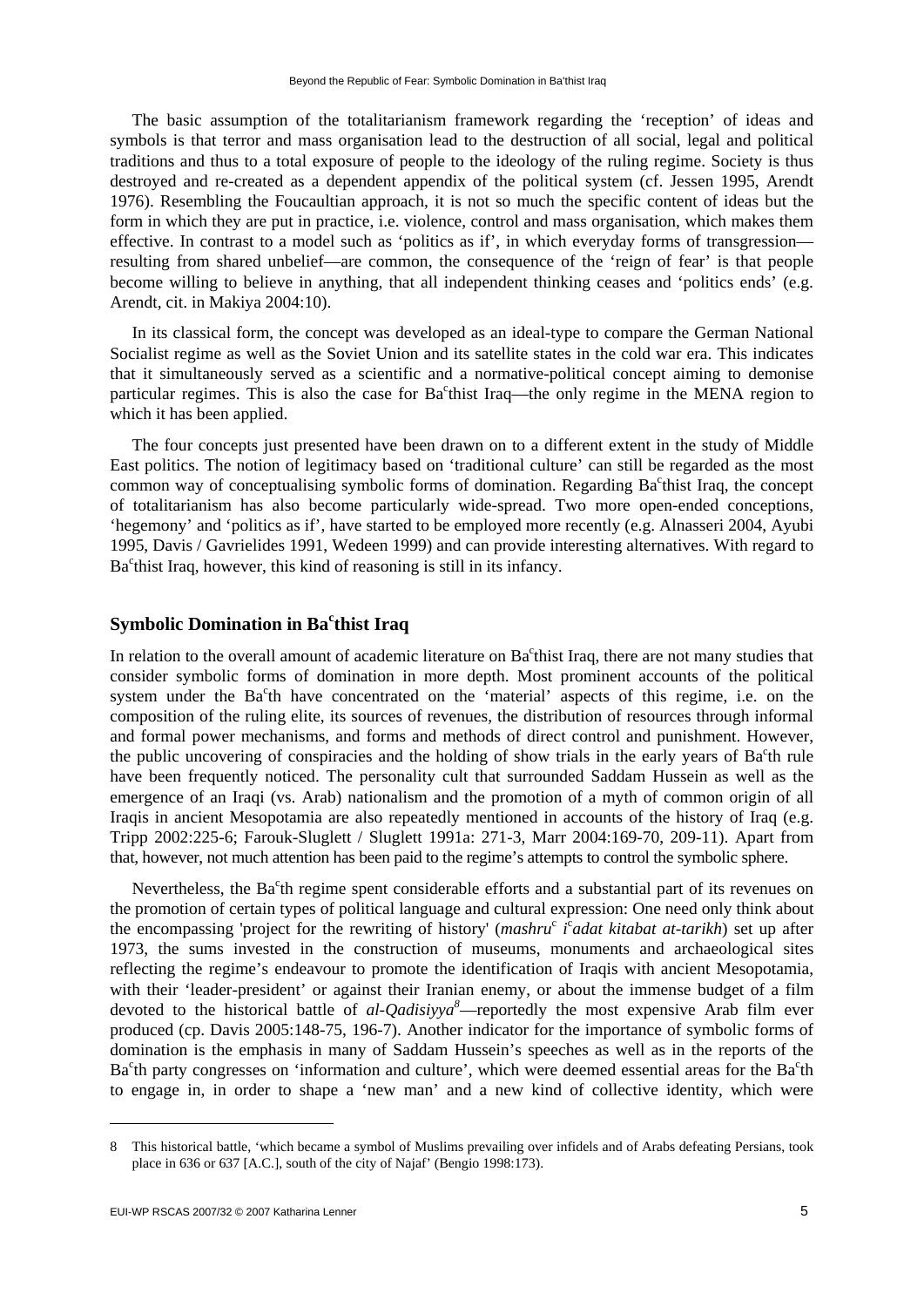The basic assumption of the totalitarianism framework regarding the 'reception' of ideas and symbols is that terror and mass organisation lead to the destruction of all social, legal and political traditions and thus to a total exposure of people to the ideology of the ruling regime. Society is thus destroyed and re-created as a dependent appendix of the political system (cf. Jessen 1995, Arendt 1976). Resembling the Foucaultian approach, it is not so much the specific content of ideas but the form in which they are put in practice, i.e. violence, control and mass organisation, which makes them effective. In contrast to a model such as 'politics as if', in which everyday forms of transgression—resulting from shared unbelief—are common, the consequence of the 'reign of fear' is that people become willing to believe in anything, that all independent thinking ceases and 'politics ends' (e.g. Arendt, cit. in Makiya 2004:10).

In its classical form, the concept was developed as an ideal-type to compare the German National Socialist regime as well as the Soviet Union and its satellite states in the cold war era. This indicates that it simultaneously served as a scientific and a normative-political concept aiming to demonise particular regimes. This is also the case for Ba<sup>c</sup>thist Iraq—the only regime in the MENA region to which it has been applied.

The four concepts just presented have been drawn on to a different extent in the study of Middle East politics. The notion of legitimacy based on 'traditional culture' can still be regarded as the most common way of conceptualising symbolic forms of domination. Regarding Ba[c]thist Iraq, the concept of totalitarianism has also become particularly wide-spread. Two more open-ended conceptions, 'hegemony' and 'politics as if', have started to be employed more recently (e.g. Alnasseri 2004, Ayubi 1995, Davis / Gavrielides 1991, Wedeen 1999) and can provide interesting alternatives. With regard to Ba[c]thist Iraq, however, this kind of reasoning is still in its infancy.

## Symbolic Domination in Ba[c]thist Iraq

In relation to the overall amount of academic literature on Ba[c]thist Iraq, there are not many studies that consider symbolic forms of domination in more depth. Most prominent accounts of the political system under the Ba[c]th have concentrated on the 'material' aspects of this regime, i.e. on the composition of the ruling elite, its sources of revenues, the distribution of resources through informal and formal power mechanisms, and forms and methods of direct control and punishment. However, the public uncovering of conspiracies and the holding of show trials in the early years of Ba[c]th rule have been frequently noticed. The personality cult that surrounded Saddam Hussein as well as the emergence of an Iraqi (vs. Arab) nationalism and the promotion of a myth of common origin of all Iraqis in ancient Mesopotamia are also repeatedly mentioned in accounts of the history of Iraq (e.g. Tripp 2002:225-6; Farouk-Sluglett / Sluglett 1991a: 271-3, Marr 2004:169-70, 209-11). Apart from that, however, not much attention has been paid to the regime's attempts to control the symbolic sphere.

Nevertheless, the Ba[c]th regime spent considerable efforts and a substantial part of its revenues on the promotion of certain types of political language and cultural expression: One need only think about the encompassing 'project for the rewriting of history' (*mashru*[c] *i*[c]*adat kitabat at-tarikh*) set up after 1973, the sums invested in the construction of museums, monuments and archaeological sites reflecting the regime's endeavour to promote the identification of Iraqis with ancient Mesopotamia, with their 'leader-president' or against their Iranian enemy, or about the immense budget of a film devoted to the historical battle of *al-Qadisiyya*[8]—reportedly the most expensive Arab film ever produced (cp. Davis 2005:148-75, 196-7). Another indicator for the importance of symbolic forms of domination is the emphasis in many of Saddam Hussein's speeches as well as in the reports of the Ba[c]th party congresses on 'information and culture', which were deemed essential areas for the Ba[c]th to engage in, in order to shape a 'new man' and a new kind of collective identity, which were

---

8 This historical battle, 'which became a symbol of Muslims prevailing over infidels and of Arabs defeating Persians, took place in 636 or 637 [A.C.], south of the city of Najaf' (Bengio 1998:173).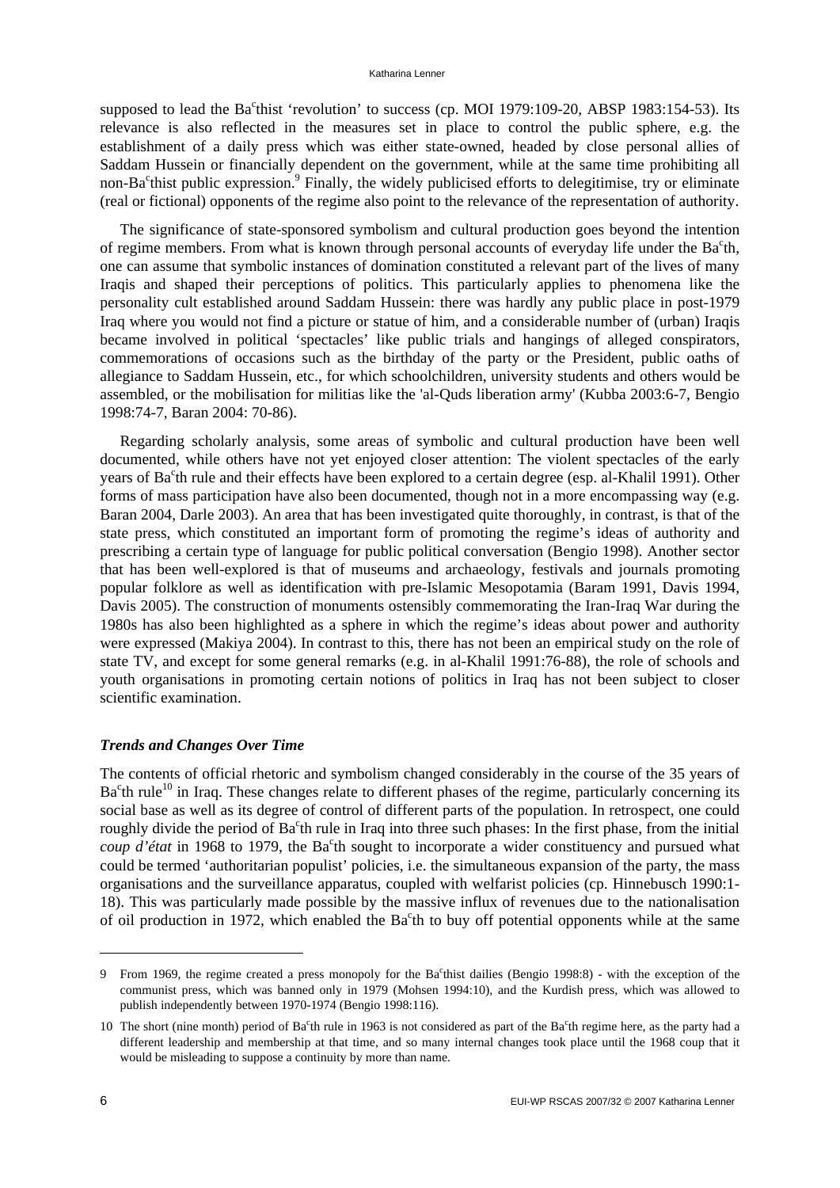supposed to lead the Baᶜthist 'revolution' to success (cp. MOI 1979:109-20, ABSP 1983:154-53). Its relevance is also reflected in the measures set in place to control the public sphere, e.g. the establishment of a daily press which was either state-owned, headed by close personal allies of Saddam Hussein or financially dependent on the government, while at the same time prohibiting all non-Baᶜthist public expression.[9] Finally, the widely publicised efforts to delegitimise, try or eliminate (real or fictional) opponents of the regime also point to the relevance of the representation of authority.

The significance of state-sponsored symbolism and cultural production goes beyond the intention of regime members. From what is known through personal accounts of everyday life under the Baᶜth, one can assume that symbolic instances of domination constituted a relevant part of the lives of many Iraqis and shaped their perceptions of politics. This particularly applies to phenomena like the personality cult established around Saddam Hussein: there was hardly any public place in post-1979 Iraq where you would not find a picture or statue of him, and a considerable number of (urban) Iraqis became involved in political 'spectacles' like public trials and hangings of alleged conspirators, commemorations of occasions such as the birthday of the party or the President, public oaths of allegiance to Saddam Hussein, etc., for which schoolchildren, university students and others would be assembled, or the mobilisation for militias like the 'al-Quds liberation army' (Kubba 2003:6-7, Bengio 1998:74-7, Baran 2004: 70-86).

Regarding scholarly analysis, some areas of symbolic and cultural production have been well documented, while others have not yet enjoyed closer attention: The violent spectacles of the early years of Baᶜth rule and their effects have been explored to a certain degree (esp. al-Khalil 1991). Other forms of mass participation have also been documented, though not in a more encompassing way (e.g. Baran 2004, Darle 2003). An area that has been investigated quite thoroughly, in contrast, is that of the state press, which constituted an important form of promoting the regime's ideas of authority and prescribing a certain type of language for public political conversation (Bengio 1998). Another sector that has been well-explored is that of museums and archaeology, festivals and journals promoting popular folklore as well as identification with pre-Islamic Mesopotamia (Baram 1991, Davis 1994, Davis 2005). The construction of monuments ostensibly commemorating the Iran-Iraq War during the 1980s has also been highlighted as a sphere in which the regime's ideas about power and authority were expressed (Makiya 2004). In contrast to this, there has not been an empirical study on the role of state TV, and except for some general remarks (e.g. in al-Khalil 1991:76-88), the role of schools and youth organisations in promoting certain notions of politics in Iraq has not been subject to closer scientific examination.

### *Trends and Changes Over Time*

The contents of official rhetoric and symbolism changed considerably in the course of the 35 years of Baᶜth rule[10] in Iraq. These changes relate to different phases of the regime, particularly concerning its social base as well as its degree of control of different parts of the population. In retrospect, one could roughly divide the period of Baᶜth rule in Iraq into three such phases: In the first phase, from the initial *coup d'état* in 1968 to 1979, the Baᶜth sought to incorporate a wider constituency and pursued what could be termed 'authoritarian populist' policies, i.e. the simultaneous expansion of the party, the mass organisations and the surveillance apparatus, coupled with welfarist policies (cp. Hinnebusch 1990:1-18). This was particularly made possible by the massive influx of revenues due to the nationalisation of oil production in 1972, which enabled the Baᶜth to buy off potential opponents while at the same

---

9 From 1969, the regime created a press monopoly for the Baᶜthist dailies (Bengio 1998:8) - with the exception of the communist press, which was banned only in 1979 (Mohsen 1994:10), and the Kurdish press, which was allowed to publish independently between 1970-1974 (Bengio 1998:116).

10 The short (nine month) period of Baᶜth rule in 1963 is not considered as part of the Baᶜth regime here, as the party had a different leadership and membership at that time, and so many internal changes took place until the 1968 coup that it would be misleading to suppose a continuity by more than name.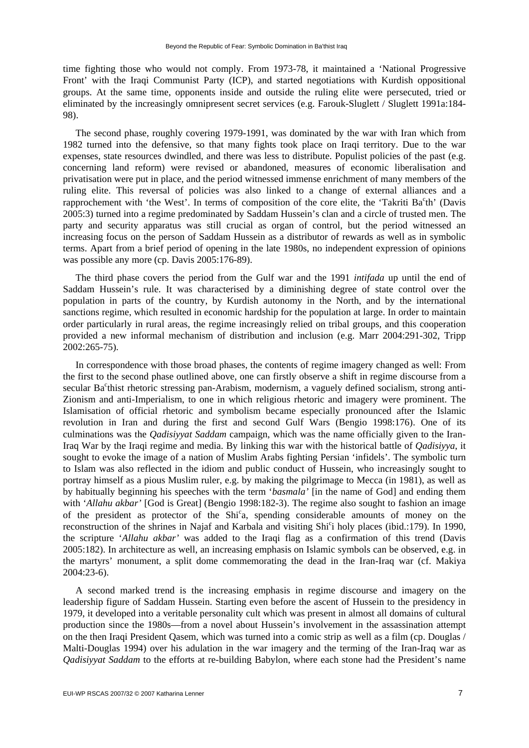time fighting those who would not comply. From 1973-78, it maintained a 'National Progressive Front' with the Iraqi Communist Party (ICP), and started negotiations with Kurdish oppositional groups. At the same time, opponents inside and outside the ruling elite were persecuted, tried or eliminated by the increasingly omnipresent secret services (e.g. Farouk-Sluglett / Sluglett 1991a:184-98).

The second phase, roughly covering 1979-1991, was dominated by the war with Iran which from 1982 turned into the defensive, so that many fights took place on Iraqi territory. Due to the war expenses, state resources dwindled, and there was less to distribute. Populist policies of the past (e.g. concerning land reform) were revised or abandoned, measures of economic liberalisation and privatisation were put in place, and the period witnessed immense enrichment of many members of the ruling elite. This reversal of policies was also linked to a change of external alliances and a rapprochement with 'the West'. In terms of composition of the core elite, the 'Takriti Baᶜth' (Davis 2005:3) turned into a regime predominated by Saddam Hussein's clan and a circle of trusted men. The party and security apparatus was still crucial as organ of control, but the period witnessed an increasing focus on the person of Saddam Hussein as a distributor of rewards as well as in symbolic terms. Apart from a brief period of opening in the late 1980s, no independent expression of opinions was possible any more (cp. Davis 2005:176-89).

The third phase covers the period from the Gulf war and the 1991 *intifada* up until the end of Saddam Hussein's rule. It was characterised by a diminishing degree of state control over the population in parts of the country, by Kurdish autonomy in the North, and by the international sanctions regime, which resulted in economic hardship for the population at large. In order to maintain order particularly in rural areas, the regime increasingly relied on tribal groups, and this cooperation provided a new informal mechanism of distribution and inclusion (e.g. Marr 2004:291-302, Tripp 2002:265-75).

In correspondence with those broad phases, the contents of regime imagery changed as well: From the first to the second phase outlined above, one can firstly observe a shift in regime discourse from a secular Baᶜthist rhetoric stressing pan-Arabism, modernism, a vaguely defined socialism, strong anti-Zionism and anti-Imperialism, to one in which religious rhetoric and imagery were prominent. The Islamisation of official rhetoric and symbolism became especially pronounced after the Islamic revolution in Iran and during the first and second Gulf Wars (Bengio 1998:176). One of its culminations was the *Qadisiyyat Saddam* campaign, which was the name officially given to the Iran-Iraq War by the Iraqi regime and media. By linking this war with the historical battle of *Qadisiyya*, it sought to evoke the image of a nation of Muslim Arabs fighting Persian 'infidels'. The symbolic turn to Islam was also reflected in the idiom and public conduct of Hussein, who increasingly sought to portray himself as a pious Muslim ruler, e.g. by making the pilgrimage to Mecca (in 1981), as well as by habitually beginning his speeches with the term '*basmala'* [in the name of God] and ending them with '*Allahu akbar'* [God is Great] (Bengio 1998:182-3). The regime also sought to fashion an image of the president as protector of the Shiᶜa, spending considerable amounts of money on the reconstruction of the shrines in Najaf and Karbala and visiting Shiᶜi holy places (ibid.:179). In 1990, the scripture '*Allahu akbar'* was added to the Iraqi flag as a confirmation of this trend (Davis 2005:182). In architecture as well, an increasing emphasis on Islamic symbols can be observed, e.g. in the martyrs' monument, a split dome commemorating the dead in the Iran-Iraq war (cf. Makiya 2004:23-6).

A second marked trend is the increasing emphasis in regime discourse and imagery on the leadership figure of Saddam Hussein. Starting even before the ascent of Hussein to the presidency in 1979, it developed into a veritable personality cult which was present in almost all domains of cultural production since the 1980s—from a novel about Hussein's involvement in the assassination attempt on the then Iraqi President Qasem, which was turned into a comic strip as well as a film (cp. Douglas / Malti-Douglas 1994) over his adulation in the war imagery and the terming of the Iran-Iraq war as *Qadisiyyat Saddam* to the efforts at re-building Babylon, where each stone had the President's name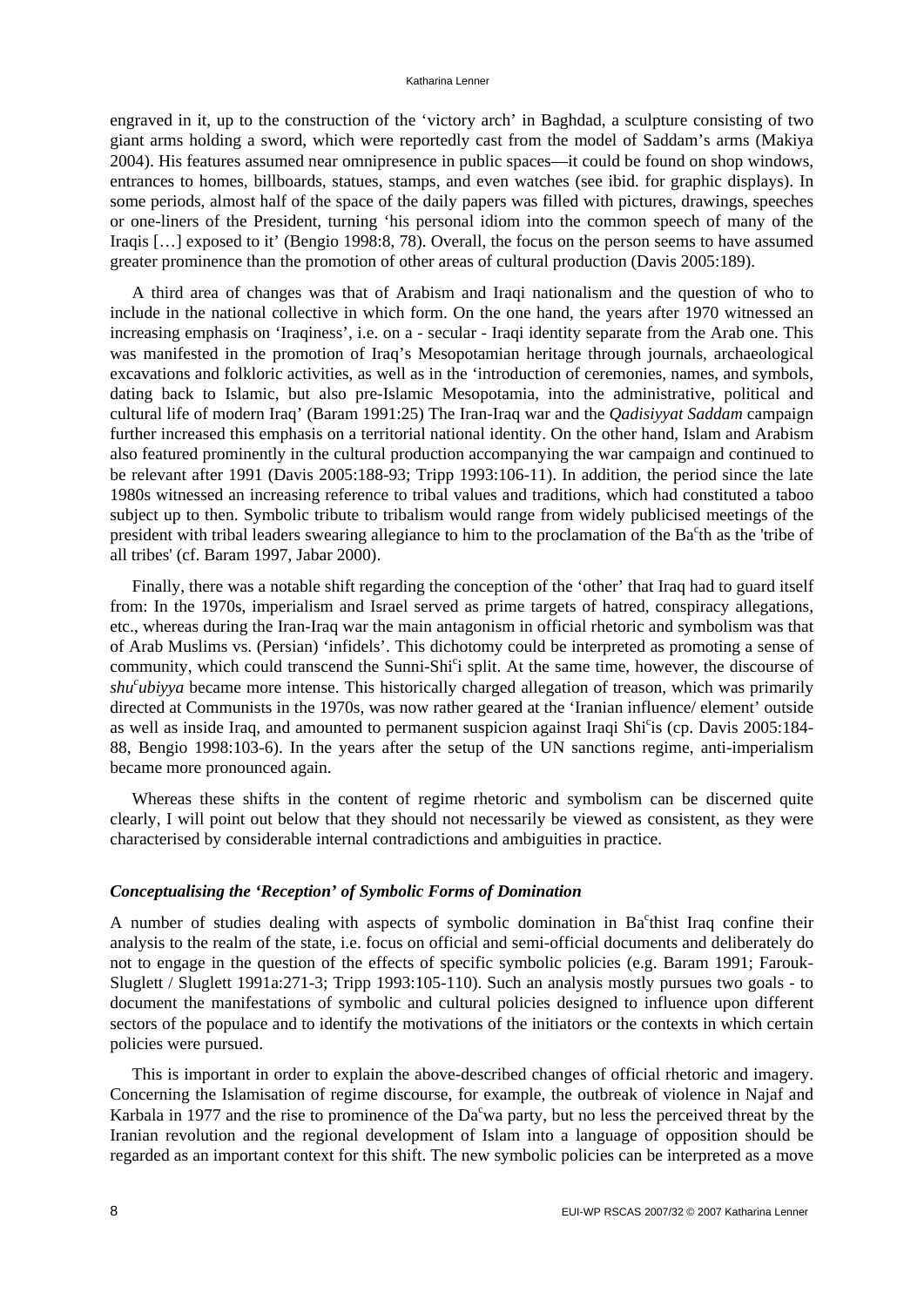engraved in it, up to the construction of the 'victory arch' in Baghdad, a sculpture consisting of two giant arms holding a sword, which were reportedly cast from the model of Saddam's arms (Makiya 2004). His features assumed near omnipresence in public spaces—it could be found on shop windows, entrances to homes, billboards, statues, stamps, and even watches (see ibid. for graphic displays). In some periods, almost half of the space of the daily papers was filled with pictures, drawings, speeches or one-liners of the President, turning 'his personal idiom into the common speech of many of the Iraqis […] exposed to it' (Bengio 1998:8, 78). Overall, the focus on the person seems to have assumed greater prominence than the promotion of other areas of cultural production (Davis 2005:189).

A third area of changes was that of Arabism and Iraqi nationalism and the question of who to include in the national collective in which form. On the one hand, the years after 1970 witnessed an increasing emphasis on 'Iraqiness', i.e. on a - secular - Iraqi identity separate from the Arab one. This was manifested in the promotion of Iraq's Mesopotamian heritage through journals, archaeological excavations and folkloric activities, as well as in the 'introduction of ceremonies, names, and symbols, dating back to Islamic, but also pre-Islamic Mesopotamia, into the administrative, political and cultural life of modern Iraq' (Baram 1991:25) The Iran-Iraq war and the *Qadisiyyat Saddam* campaign further increased this emphasis on a territorial national identity. On the other hand, Islam and Arabism also featured prominently in the cultural production accompanying the war campaign and continued to be relevant after 1991 (Davis 2005:188-93; Tripp 1993:106-11). In addition, the period since the late 1980s witnessed an increasing reference to tribal values and traditions, which had constituted a taboo subject up to then. Symbolic tribute to tribalism would range from widely publicised meetings of the president with tribal leaders swearing allegiance to him to the proclamation of the Baᶜth as the 'tribe of all tribes' (cf. Baram 1997, Jabar 2000).

Finally, there was a notable shift regarding the conception of the 'other' that Iraq had to guard itself from: In the 1970s, imperialism and Israel served as prime targets of hatred, conspiracy allegations, etc., whereas during the Iran-Iraq war the main antagonism in official rhetoric and symbolism was that of Arab Muslims vs. (Persian) 'infidels'. This dichotomy could be interpreted as promoting a sense of community, which could transcend the Sunni-Shiᶜi split. At the same time, however, the discourse of *shuᶜubiyya* became more intense. This historically charged allegation of treason, which was primarily directed at Communists in the 1970s, was now rather geared at the 'Iranian influence/ element' outside as well as inside Iraq, and amounted to permanent suspicion against Iraqi Shiᶜis (cp. Davis 2005:184-88, Bengio 1998:103-6). In the years after the setup of the UN sanctions regime, anti-imperialism became more pronounced again.

Whereas these shifts in the content of regime rhetoric and symbolism can be discerned quite clearly, I will point out below that they should not necessarily be viewed as consistent, as they were characterised by considerable internal contradictions and ambiguities in practice.

### *Conceptualising the 'Reception' of Symbolic Forms of Domination*

A number of studies dealing with aspects of symbolic domination in Baᶜthist Iraq confine their analysis to the realm of the state, i.e. focus on official and semi-official documents and deliberately do not to engage in the question of the effects of specific symbolic policies (e.g. Baram 1991; Farouk-Sluglett / Sluglett 1991a:271-3; Tripp 1993:105-110). Such an analysis mostly pursues two goals - to document the manifestations of symbolic and cultural policies designed to influence upon different sectors of the populace and to identify the motivations of the initiators or the contexts in which certain policies were pursued.

This is important in order to explain the above-described changes of official rhetoric and imagery. Concerning the Islamisation of regime discourse, for example, the outbreak of violence in Najaf and Karbala in 1977 and the rise to prominence of the Daᶜwa party, but no less the perceived threat by the Iranian revolution and the regional development of Islam into a language of opposition should be regarded as an important context for this shift. The new symbolic policies can be interpreted as a move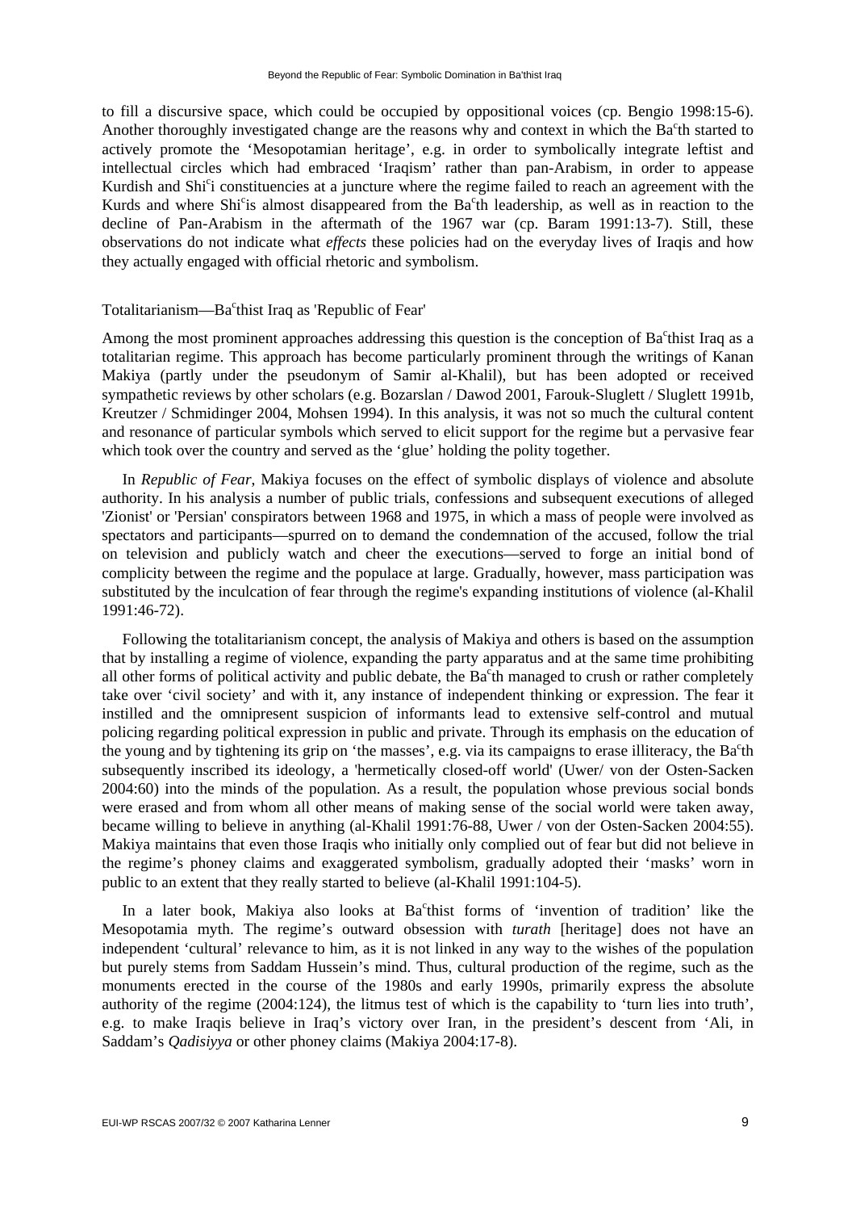to fill a discursive space, which could be occupied by oppositional voices (cp. Bengio 1998:15-6). Another thoroughly investigated change are the reasons why and context in which the Baᶜth started to actively promote the 'Mesopotamian heritage', e.g. in order to symbolically integrate leftist and intellectual circles which had embraced 'Iraqism' rather than pan-Arabism, in order to appease Kurdish and Shiᶜi constituencies at a juncture where the regime failed to reach an agreement with the Kurds and where Shiᶜis almost disappeared from the Baᶜth leadership, as well as in reaction to the decline of Pan-Arabism in the aftermath of the 1967 war (cp. Baram 1991:13-7). Still, these observations do not indicate what *effects* these policies had on the everyday lives of Iraqis and how they actually engaged with official rhetoric and symbolism.

## Totalitarianism—Baᶜthist Iraq as 'Republic of Fear'

Among the most prominent approaches addressing this question is the conception of Baᶜthist Iraq as a totalitarian regime. This approach has become particularly prominent through the writings of Kanan Makiya (partly under the pseudonym of Samir al-Khalil), but has been adopted or received sympathetic reviews by other scholars (e.g. Bozarslan / Dawod 2001, Farouk-Sluglett / Sluglett 1991b, Kreutzer / Schmidinger 2004, Mohsen 1994). In this analysis, it was not so much the cultural content and resonance of particular symbols which served to elicit support for the regime but a pervasive fear which took over the country and served as the 'glue' holding the polity together.

In *Republic of Fear*, Makiya focuses on the effect of symbolic displays of violence and absolute authority. In his analysis a number of public trials, confessions and subsequent executions of alleged 'Zionist' or 'Persian' conspirators between 1968 and 1975, in which a mass of people were involved as spectators and participants—spurred on to demand the condemnation of the accused, follow the trial on television and publicly watch and cheer the executions—served to forge an initial bond of complicity between the regime and the populace at large. Gradually, however, mass participation was substituted by the inculcation of fear through the regime's expanding institutions of violence (al-Khalil 1991:46-72).

Following the totalitarianism concept, the analysis of Makiya and others is based on the assumption that by installing a regime of violence, expanding the party apparatus and at the same time prohibiting all other forms of political activity and public debate, the Baᶜth managed to crush or rather completely take over 'civil society' and with it, any instance of independent thinking or expression. The fear it instilled and the omnipresent suspicion of informants lead to extensive self-control and mutual policing regarding political expression in public and private. Through its emphasis on the education of the young and by tightening its grip on 'the masses', e.g. via its campaigns to erase illiteracy, the Baᶜth subsequently inscribed its ideology, a 'hermetically closed-off world' (Uwer/ von der Osten-Sacken 2004:60) into the minds of the population. As a result, the population whose previous social bonds were erased and from whom all other means of making sense of the social world were taken away, became willing to believe in anything (al-Khalil 1991:76-88, Uwer / von der Osten-Sacken 2004:55). Makiya maintains that even those Iraqis who initially only complied out of fear but did not believe in the regime's phoney claims and exaggerated symbolism, gradually adopted their 'masks' worn in public to an extent that they really started to believe (al-Khalil 1991:104-5).

In a later book, Makiya also looks at Baᶜthist forms of 'invention of tradition' like the Mesopotamia myth. The regime's outward obsession with *turath* [heritage] does not have an independent 'cultural' relevance to him, as it is not linked in any way to the wishes of the population but purely stems from Saddam Hussein's mind. Thus, cultural production of the regime, such as the monuments erected in the course of the 1980s and early 1990s, primarily express the absolute authority of the regime (2004:124), the litmus test of which is the capability to 'turn lies into truth', e.g. to make Iraqis believe in Iraq's victory over Iran, in the president's descent from 'Ali, in Saddam's *Qadisiyya* or other phoney claims (Makiya 2004:17-8).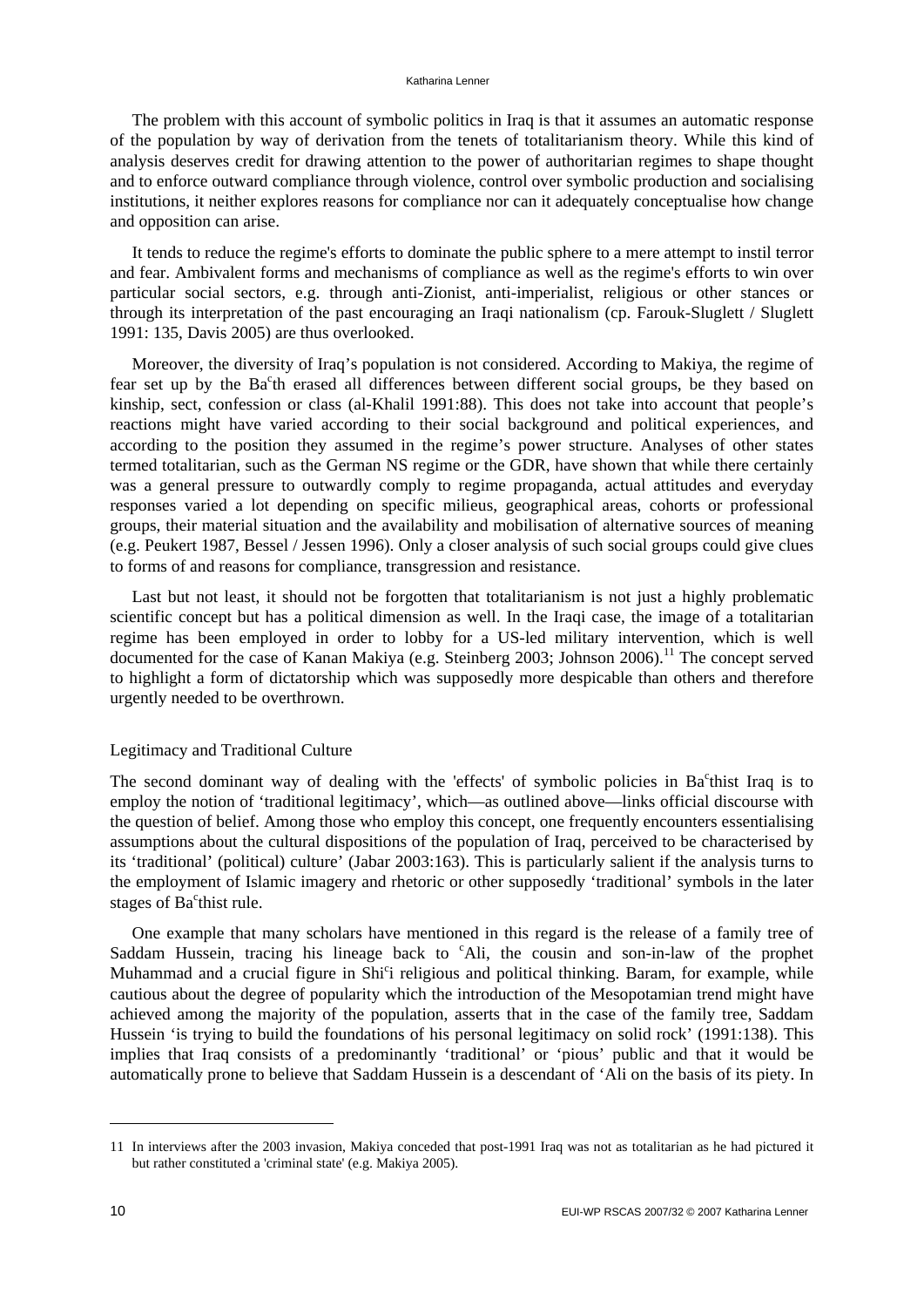The problem with this account of symbolic politics in Iraq is that it assumes an automatic response of the population by way of derivation from the tenets of totalitarianism theory. While this kind of analysis deserves credit for drawing attention to the power of authoritarian regimes to shape thought and to enforce outward compliance through violence, control over symbolic production and socialising institutions, it neither explores reasons for compliance nor can it adequately conceptualise how change and opposition can arise.

It tends to reduce the regime's efforts to dominate the public sphere to a mere attempt to instil terror and fear. Ambivalent forms and mechanisms of compliance as well as the regime's efforts to win over particular social sectors, e.g. through anti-Zionist, anti-imperialist, religious or other stances or through its interpretation of the past encouraging an Iraqi nationalism (cp. Farouk-Sluglett / Sluglett 1991: 135, Davis 2005) are thus overlooked.

Moreover, the diversity of Iraq's population is not considered. According to Makiya, the regime of fear set up by the Baᶜth erased all differences between different social groups, be they based on kinship, sect, confession or class (al-Khalil 1991:88). This does not take into account that people's reactions might have varied according to their social background and political experiences, and according to the position they assumed in the regime's power structure. Analyses of other states termed totalitarian, such as the German NS regime or the GDR, have shown that while there certainly was a general pressure to outwardly comply to regime propaganda, actual attitudes and everyday responses varied a lot depending on specific milieus, geographical areas, cohorts or professional groups, their material situation and the availability and mobilisation of alternative sources of meaning (e.g. Peukert 1987, Bessel / Jessen 1996). Only a closer analysis of such social groups could give clues to forms of and reasons for compliance, transgression and resistance.

Last but not least, it should not be forgotten that totalitarianism is not just a highly problematic scientific concept but has a political dimension as well. In the Iraqi case, the image of a totalitarian regime has been employed in order to lobby for a US-led military intervention, which is well documented for the case of Kanan Makiya (e.g. Steinberg 2003; Johnson 2006).[11] The concept served to highlight a form of dictatorship which was supposedly more despicable than others and therefore urgently needed to be overthrown.

## Legitimacy and Traditional Culture

The second dominant way of dealing with the 'effects' of symbolic policies in Baᶜthist Iraq is to employ the notion of 'traditional legitimacy', which—as outlined above—links official discourse with the question of belief. Among those who employ this concept, one frequently encounters essentialising assumptions about the cultural dispositions of the population of Iraq, perceived to be characterised by its 'traditional' (political) culture' (Jabar 2003:163). This is particularly salient if the analysis turns to the employment of Islamic imagery and rhetoric or other supposedly 'traditional' symbols in the later stages of Baᶜthist rule.

One example that many scholars have mentioned in this regard is the release of a family tree of Saddam Hussein, tracing his lineage back to ᶜAli, the cousin and son-in-law of the prophet Muhammad and a crucial figure in Shiᶜi religious and political thinking. Baram, for example, while cautious about the degree of popularity which the introduction of the Mesopotamian trend might have achieved among the majority of the population, asserts that in the case of the family tree, Saddam Hussein 'is trying to build the foundations of his personal legitimacy on solid rock' (1991:138). This implies that Iraq consists of a predominantly 'traditional' or 'pious' public and that it would be automatically prone to believe that Saddam Hussein is a descendant of 'Ali on the basis of its piety. In

---

11 In interviews after the 2003 invasion, Makiya conceded that post-1991 Iraq was not as totalitarian as he had pictured it but rather constituted a 'criminal state' (e.g. Makiya 2005).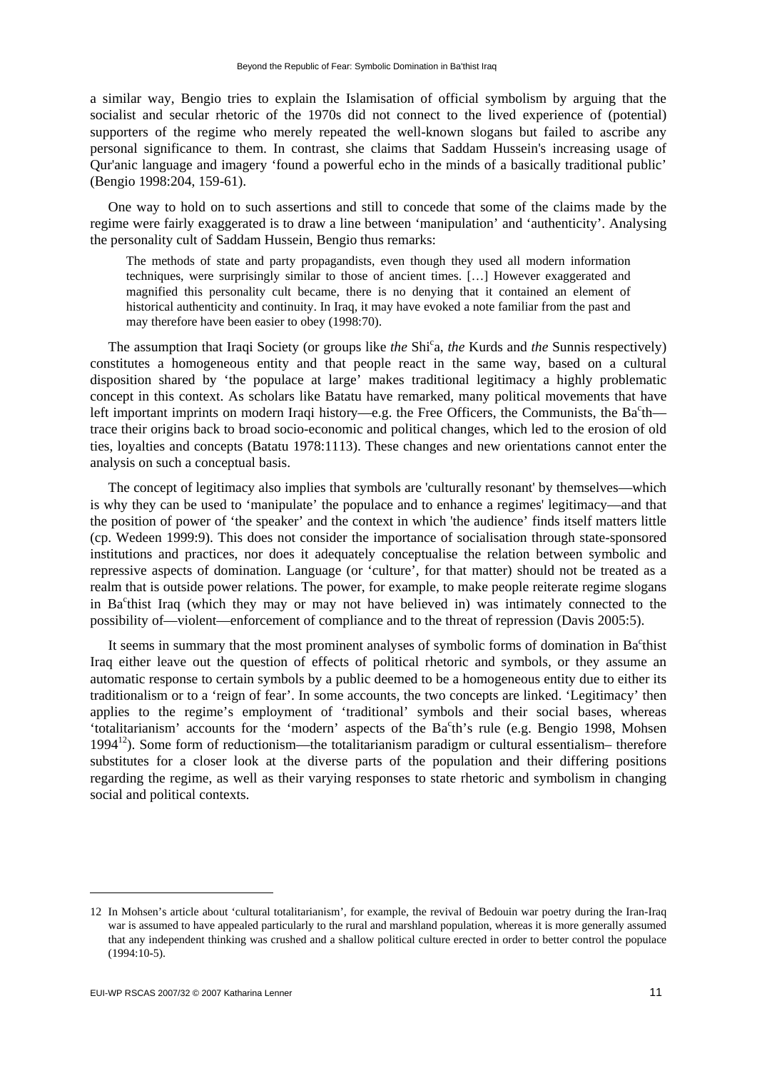a similar way, Bengio tries to explain the Islamisation of official symbolism by arguing that the socialist and secular rhetoric of the 1970s did not connect to the lived experience of (potential) supporters of the regime who merely repeated the well-known slogans but failed to ascribe any personal significance to them. In contrast, she claims that Saddam Hussein's increasing usage of Qur'anic language and imagery 'found a powerful echo in the minds of a basically traditional public' (Bengio 1998:204, 159-61).

One way to hold on to such assertions and still to concede that some of the claims made by the regime were fairly exaggerated is to draw a line between 'manipulation' and 'authenticity'. Analysing the personality cult of Saddam Hussein, Bengio thus remarks:

> The methods of state and party propagandists, even though they used all modern information techniques, were surprisingly similar to those of ancient times. […] However exaggerated and magnified this personality cult became, there is no denying that it contained an element of historical authenticity and continuity. In Iraq, it may have evoked a note familiar from the past and may therefore have been easier to obey (1998:70).

The assumption that Iraqi Society (or groups like *the* Shi<sup>c</sup>a, *the* Kurds and *the* Sunnis respectively) constitutes a homogeneous entity and that people react in the same way, based on a cultural disposition shared by 'the populace at large' makes traditional legitimacy a highly problematic concept in this context. As scholars like Batatu have remarked, many political movements that have left important imprints on modern Iraqi history—e.g. the Free Officers, the Communists, the Ba<sup>c</sup>th—trace their origins back to broad socio-economic and political changes, which led to the erosion of old ties, loyalties and concepts (Batatu 1978:1113). These changes and new orientations cannot enter the analysis on such a conceptual basis.

The concept of legitimacy also implies that symbols are 'culturally resonant' by themselves—which is why they can be used to 'manipulate' the populace and to enhance a regimes' legitimacy—and that the position of power of 'the speaker' and the context in which 'the audience' finds itself matters little (cp. Wedeen 1999:9). This does not consider the importance of socialisation through state-sponsored institutions and practices, nor does it adequately conceptualise the relation between symbolic and repressive aspects of domination. Language (or 'culture', for that matter) should not be treated as a realm that is outside power relations. The power, for example, to make people reiterate regime slogans in Ba<sup>c</sup>thist Iraq (which they may or may not have believed in) was intimately connected to the possibility of—violent—enforcement of compliance and to the threat of repression (Davis 2005:5).

It seems in summary that the most prominent analyses of symbolic forms of domination in Ba<sup>c</sup>thist Iraq either leave out the question of effects of political rhetoric and symbols, or they assume an automatic response to certain symbols by a public deemed to be a homogeneous entity due to either its traditionalism or to a 'reign of fear'. In some accounts, the two concepts are linked. 'Legitimacy' then applies to the regime's employment of 'traditional' symbols and their social bases, whereas 'totalitarianism' accounts for the 'modern' aspects of the Ba<sup>c</sup>th's rule (e.g. Bengio 1998, Mohsen 1994[12]). Some form of reductionism—the totalitarianism paradigm or cultural essentialism– therefore substitutes for a closer look at the diverse parts of the population and their differing positions regarding the regime, as well as their varying responses to state rhetoric and symbolism in changing social and political contexts.

---

12 In Mohsen's article about 'cultural totalitarianism', for example, the revival of Bedouin war poetry during the Iran-Iraq war is assumed to have appealed particularly to the rural and marshland population, whereas it is more generally assumed that any independent thinking was crushed and a shallow political culture erected in order to better control the populace (1994:10-5).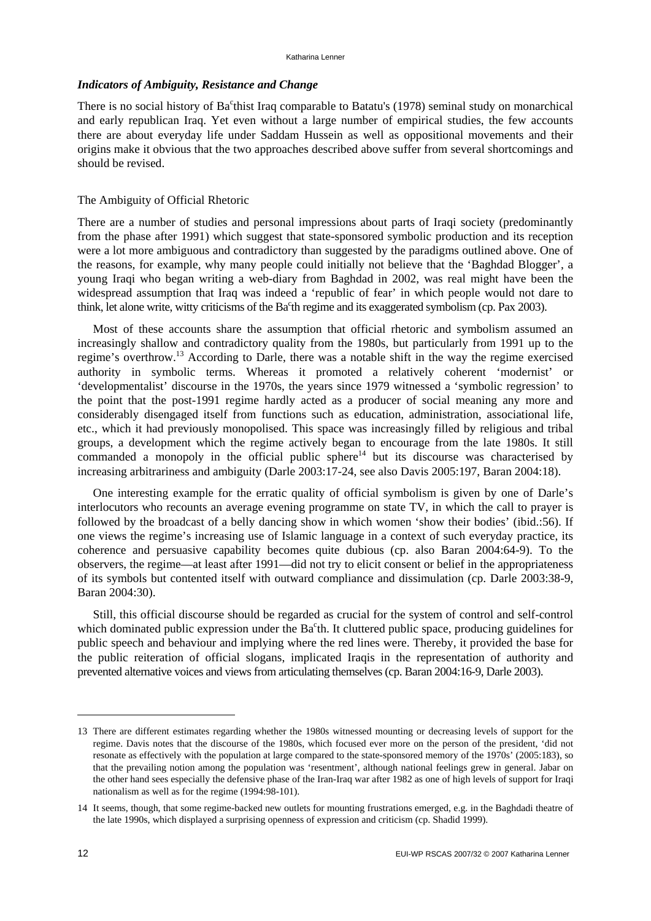### *Indicators of Ambiguity, Resistance and Change*

There is no social history of Baᶜthist Iraq comparable to Batatu's (1978) seminal study on monarchical and early republican Iraq. Yet even without a large number of empirical studies, the few accounts there are about everyday life under Saddam Hussein as well as oppositional movements and their origins make it obvious that the two approaches described above suffer from several shortcomings and should be revised.

#### The Ambiguity of Official Rhetoric

There are a number of studies and personal impressions about parts of Iraqi society (predominantly from the phase after 1991) which suggest that state-sponsored symbolic production and its reception were a lot more ambiguous and contradictory than suggested by the paradigms outlined above. One of the reasons, for example, why many people could initially not believe that the 'Baghdad Blogger', a young Iraqi who began writing a web-diary from Baghdad in 2002, was real might have been the widespread assumption that Iraq was indeed a 'republic of fear' in which people would not dare to think, let alone write, witty criticisms of the Baᶜth regime and its exaggerated symbolism (cp. Pax 2003).

Most of these accounts share the assumption that official rhetoric and symbolism assumed an increasingly shallow and contradictory quality from the 1980s, but particularly from 1991 up to the regime's overthrow.[13] According to Darle, there was a notable shift in the way the regime exercised authority in symbolic terms. Whereas it promoted a relatively coherent 'modernist' or 'developmentalist' discourse in the 1970s, the years since 1979 witnessed a 'symbolic regression' to the point that the post-1991 regime hardly acted as a producer of social meaning any more and considerably disengaged itself from functions such as education, administration, associational life, etc., which it had previously monopolised. This space was increasingly filled by religious and tribal groups, a development which the regime actively began to encourage from the late 1980s. It still commanded a monopoly in the official public sphere[14] but its discourse was characterised by increasing arbitrariness and ambiguity (Darle 2003:17-24, see also Davis 2005:197, Baran 2004:18).

One interesting example for the erratic quality of official symbolism is given by one of Darle's interlocutors who recounts an average evening programme on state TV, in which the call to prayer is followed by the broadcast of a belly dancing show in which women 'show their bodies' (ibid.:56). If one views the regime's increasing use of Islamic language in a context of such everyday practice, its coherence and persuasive capability becomes quite dubious (cp. also Baran 2004:64-9). To the observers, the regime—at least after 1991—did not try to elicit consent or belief in the appropriateness of its symbols but contented itself with outward compliance and dissimulation (cp. Darle 2003:38-9, Baran 2004:30).

Still, this official discourse should be regarded as crucial for the system of control and self-control which dominated public expression under the Baᶜth. It cluttered public space, producing guidelines for public speech and behaviour and implying where the red lines were. Thereby, it provided the base for the public reiteration of official slogans, implicated Iraqis in the representation of authority and prevented alternative voices and views from articulating themselves (cp. Baran 2004:16-9, Darle 2003).

---

13 There are different estimates regarding whether the 1980s witnessed mounting or decreasing levels of support for the regime. Davis notes that the discourse of the 1980s, which focused ever more on the person of the president, 'did not resonate as effectively with the population at large compared to the state-sponsored memory of the 1970s' (2005:183), so that the prevailing notion among the population was 'resentment', although national feelings grew in general. Jabar on the other hand sees especially the defensive phase of the Iran-Iraq war after 1982 as one of high levels of support for Iraqi nationalism as well as for the regime (1994:98-101).

14 It seems, though, that some regime-backed new outlets for mounting frustrations emerged, e.g. in the Baghdadi theatre of the late 1990s, which displayed a surprising openness of expression and criticism (cp. Shadid 1999).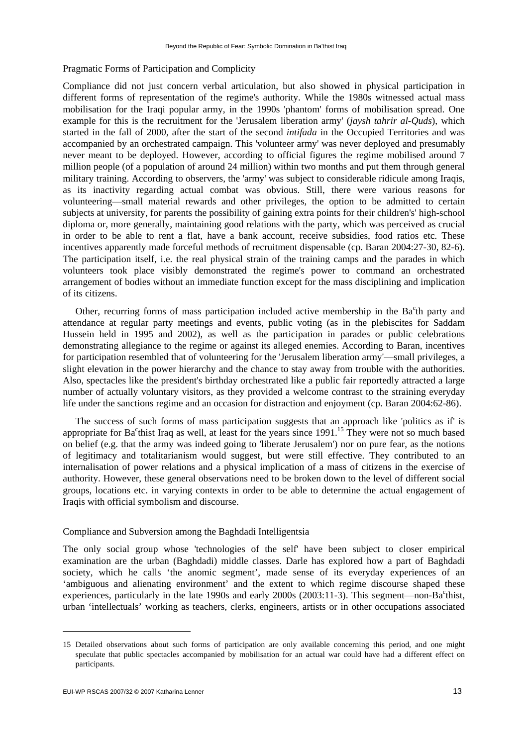### Pragmatic Forms of Participation and Complicity

Compliance did not just concern verbal articulation, but also showed in physical participation in different forms of representation of the regime's authority. While the 1980s witnessed actual mass mobilisation for the Iraqi popular army, in the 1990s 'phantom' forms of mobilisation spread. One example for this is the recruitment for the 'Jerusalem liberation army' (*jaysh tahrir al-Quds*), which started in the fall of 2000, after the start of the second *intifada* in the Occupied Territories and was accompanied by an orchestrated campaign. This 'volunteer army' was never deployed and presumably never meant to be deployed. However, according to official figures the regime mobilised around 7 million people (of a population of around 24 million) within two months and put them through general military training. According to observers, the 'army' was subject to considerable ridicule among Iraqis, as its inactivity regarding actual combat was obvious. Still, there were various reasons for volunteering—small material rewards and other privileges, the option to be admitted to certain subjects at university, for parents the possibility of gaining extra points for their children's' high-school diploma or, more generally, maintaining good relations with the party, which was perceived as crucial in order to be able to rent a flat, have a bank account, receive subsidies, food ratios etc. These incentives apparently made forceful methods of recruitment dispensable (cp. Baran 2004:27-30, 82-6). The participation itself, i.e. the real physical strain of the training camps and the parades in which volunteers took place visibly demonstrated the regime's power to command an orchestrated arrangement of bodies without an immediate function except for the mass disciplining and implication of its citizens.

Other, recurring forms of mass participation included active membership in the Baᶜth party and attendance at regular party meetings and events, public voting (as in the plebiscites for Saddam Hussein held in 1995 and 2002), as well as the participation in parades or public celebrations demonstrating allegiance to the regime or against its alleged enemies. According to Baran, incentives for participation resembled that of volunteering for the 'Jerusalem liberation army'—small privileges, a slight elevation in the power hierarchy and the chance to stay away from trouble with the authorities. Also, spectacles like the president's birthday orchestrated like a public fair reportedly attracted a large number of actually voluntary visitors, as they provided a welcome contrast to the straining everyday life under the sanctions regime and an occasion for distraction and enjoyment (cp. Baran 2004:62-86).

The success of such forms of mass participation suggests that an approach like 'politics as if' is appropriate for Baᶜthist Iraq as well, at least for the years since 1991.[15] They were not so much based on belief (e.g. that the army was indeed going to 'liberate Jerusalem') nor on pure fear, as the notions of legitimacy and totalitarianism would suggest, but were still effective. They contributed to an internalisation of power relations and a physical implication of a mass of citizens in the exercise of authority. However, these general observations need to be broken down to the level of different social groups, locations etc. in varying contexts in order to be able to determine the actual engagement of Iraqis with official symbolism and discourse.

### Compliance and Subversion among the Baghdadi Intelligentsia

The only social group whose 'technologies of the self' have been subject to closer empirical examination are the urban (Baghdadi) middle classes. Darle has explored how a part of Baghdadi society, which he calls 'the anomic segment', made sense of its everyday experiences of an 'ambiguous and alienating environment' and the extent to which regime discourse shaped these experiences, particularly in the late 1990s and early 2000s (2003:11-3). This segment—non-Baᶜthist, urban 'intellectuals' working as teachers, clerks, engineers, artists or in other occupations associated

---

15 Detailed observations about such forms of participation are only available concerning this period, and one might speculate that public spectacles accompanied by mobilisation for an actual war could have had a different effect on participants.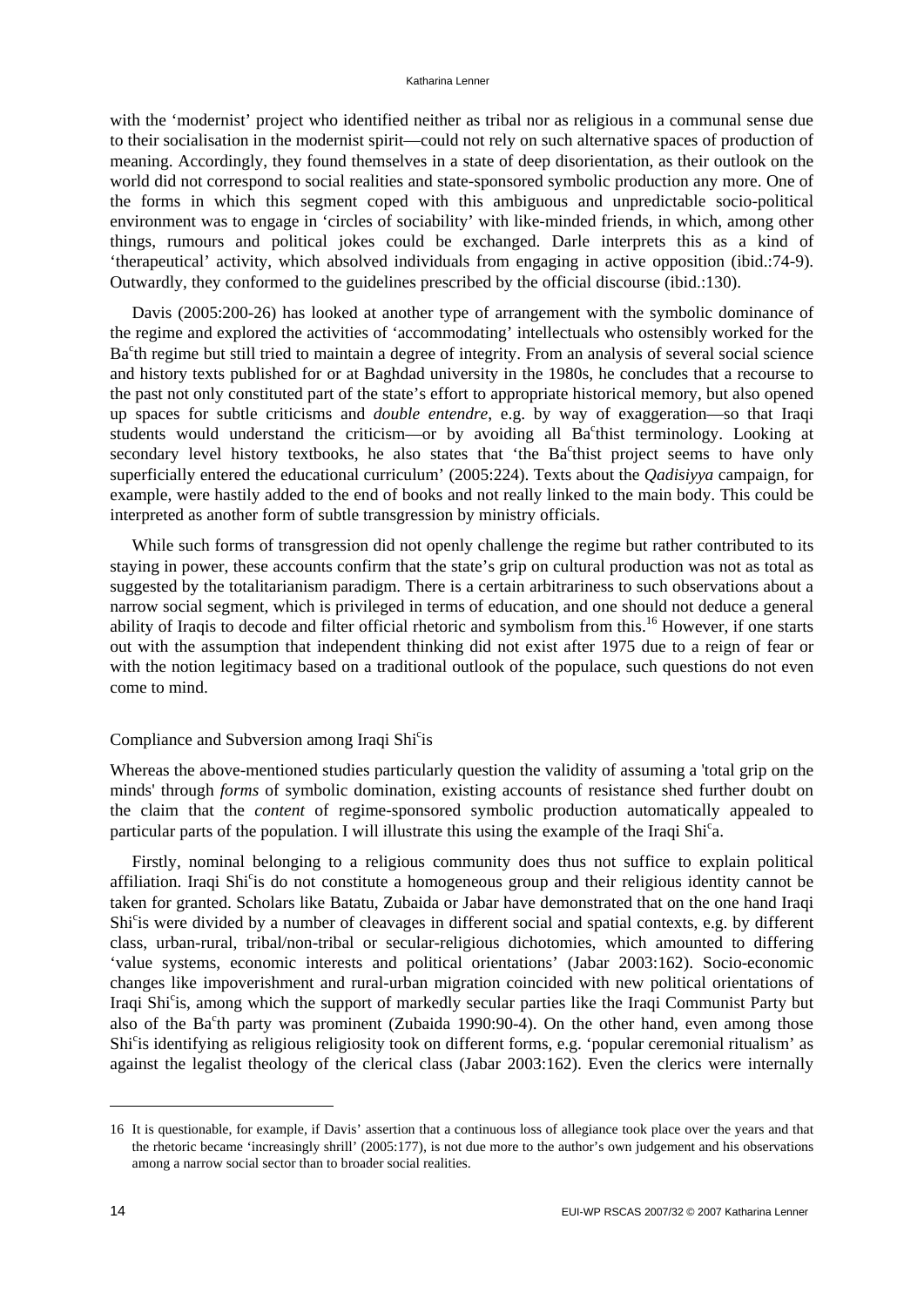with the 'modernist' project who identified neither as tribal nor as religious in a communal sense due to their socialisation in the modernist spirit—could not rely on such alternative spaces of production of meaning. Accordingly, they found themselves in a state of deep disorientation, as their outlook on the world did not correspond to social realities and state-sponsored symbolic production any more. One of the forms in which this segment coped with this ambiguous and unpredictable socio-political environment was to engage in 'circles of sociability' with like-minded friends, in which, among other things, rumours and political jokes could be exchanged. Darle interprets this as a kind of 'therapeutical' activity, which absolved individuals from engaging in active opposition (ibid.:74-9). Outwardly, they conformed to the guidelines prescribed by the official discourse (ibid.:130).

Davis (2005:200-26) has looked at another type of arrangement with the symbolic dominance of the regime and explored the activities of 'accommodating' intellectuals who ostensibly worked for the Baᶜth regime but still tried to maintain a degree of integrity. From an analysis of several social science and history texts published for or at Baghdad university in the 1980s, he concludes that a recourse to the past not only constituted part of the state's effort to appropriate historical memory, but also opened up spaces for subtle criticisms and *double entendre*, e.g. by way of exaggeration—so that Iraqi students would understand the criticism—or by avoiding all Baᶜthist terminology. Looking at secondary level history textbooks, he also states that 'the Baᶜthist project seems to have only superficially entered the educational curriculum' (2005:224). Texts about the *Qadisiyya* campaign, for example, were hastily added to the end of books and not really linked to the main body. This could be interpreted as another form of subtle transgression by ministry officials.

While such forms of transgression did not openly challenge the regime but rather contributed to its staying in power, these accounts confirm that the state's grip on cultural production was not as total as suggested by the totalitarianism paradigm. There is a certain arbitrariness to such observations about a narrow social segment, which is privileged in terms of education, and one should not deduce a general ability of Iraqis to decode and filter official rhetoric and symbolism from this.[16] However, if one starts out with the assumption that independent thinking did not exist after 1975 due to a reign of fear or with the notion legitimacy based on a traditional outlook of the populace, such questions do not even come to mind.

### Compliance and Subversion among Iraqi Shiᶜis

Whereas the above-mentioned studies particularly question the validity of assuming a 'total grip on the minds' through *forms* of symbolic domination, existing accounts of resistance shed further doubt on the claim that the *content* of regime-sponsored symbolic production automatically appealed to particular parts of the population. I will illustrate this using the example of the Iraqi Shiᶜa.

Firstly, nominal belonging to a religious community does thus not suffice to explain political affiliation. Iraqi Shiᶜis do not constitute a homogeneous group and their religious identity cannot be taken for granted. Scholars like Batatu, Zubaida or Jabar have demonstrated that on the one hand Iraqi Shiᶜis were divided by a number of cleavages in different social and spatial contexts, e.g. by different class, urban-rural, tribal/non-tribal or secular-religious dichotomies, which amounted to differing 'value systems, economic interests and political orientations' (Jabar 2003:162). Socio-economic changes like impoverishment and rural-urban migration coincided with new political orientations of Iraqi Shiᶜis, among which the support of markedly secular parties like the Iraqi Communist Party but also of the Baᶜth party was prominent (Zubaida 1990:90-4). On the other hand, even among those Shiᶜis identifying as religious religiosity took on different forms, e.g. 'popular ceremonial ritualism' as against the legalist theology of the clerical class (Jabar 2003:162). Even the clerics were internally

---

16 It is questionable, for example, if Davis' assertion that a continuous loss of allegiance took place over the years and that the rhetoric became 'increasingly shrill' (2005:177), is not due more to the author's own judgement and his observations among a narrow social sector than to broader social realities.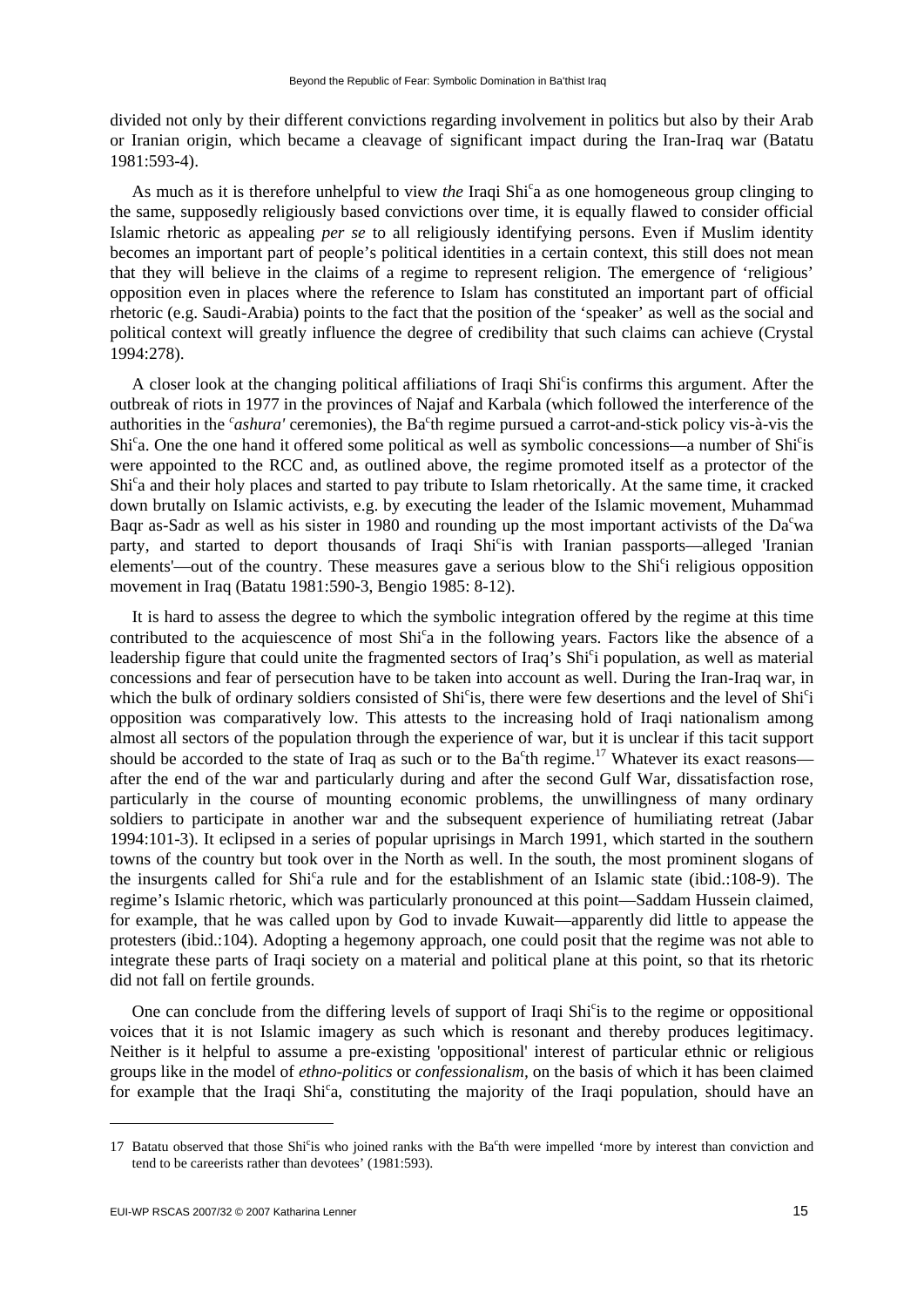divided not only by their different convictions regarding involvement in politics but also by their Arab or Iranian origin, which became a cleavage of significant impact during the Iran-Iraq war (Batatu 1981:593-4).

As much as it is therefore unhelpful to view *the* Iraqi Shi<sup>c</sup>a as one homogeneous group clinging to the same, supposedly religiously based convictions over time, it is equally flawed to consider official Islamic rhetoric as appealing *per se* to all religiously identifying persons. Even if Muslim identity becomes an important part of people's political identities in a certain context, this still does not mean that they will believe in the claims of a regime to represent religion. The emergence of 'religious' opposition even in places where the reference to Islam has constituted an important part of official rhetoric (e.g. Saudi-Arabia) points to the fact that the position of the 'speaker' as well as the social and political context will greatly influence the degree of credibility that such claims can achieve (Crystal 1994:278).

A closer look at the changing political affiliations of Iraqi Shi<sup>c</sup>is confirms this argument. After the outbreak of riots in 1977 in the provinces of Najaf and Karbala (which followed the interference of the authorities in the <sup>c</sup>*ashura'* ceremonies), the Ba<sup>c</sup>th regime pursued a carrot-and-stick policy vis-à-vis the Shi<sup>c</sup>a. One the one hand it offered some political as well as symbolic concessions—a number of Shi<sup>c</sup>is were appointed to the RCC and, as outlined above, the regime promoted itself as a protector of the Shi<sup>c</sup>a and their holy places and started to pay tribute to Islam rhetorically. At the same time, it cracked down brutally on Islamic activists, e.g. by executing the leader of the Islamic movement, Muhammad Baqr as-Sadr as well as his sister in 1980 and rounding up the most important activists of the Da<sup>c</sup>wa party, and started to deport thousands of Iraqi Shi<sup>c</sup>is with Iranian passports—alleged 'Iranian elements'—out of the country. These measures gave a serious blow to the Shi<sup>c</sup>i religious opposition movement in Iraq (Batatu 1981:590-3, Bengio 1985: 8-12).

It is hard to assess the degree to which the symbolic integration offered by the regime at this time contributed to the acquiescence of most Shi<sup>c</sup>a in the following years. Factors like the absence of a leadership figure that could unite the fragmented sectors of Iraq's Shi<sup>c</sup>i population, as well as material concessions and fear of persecution have to be taken into account as well. During the Iran-Iraq war, in which the bulk of ordinary soldiers consisted of Shi<sup>c</sup>is, there were few desertions and the level of Shi<sup>c</sup>i opposition was comparatively low. This attests to the increasing hold of Iraqi nationalism among almost all sectors of the population through the experience of war, but it is unclear if this tacit support should be accorded to the state of Iraq as such or to the Ba<sup>c</sup>th regime.[17] Whatever its exact reasons—after the end of the war and particularly during and after the second Gulf War, dissatisfaction rose, particularly in the course of mounting economic problems, the unwillingness of many ordinary soldiers to participate in another war and the subsequent experience of humiliating retreat (Jabar 1994:101-3). It eclipsed in a series of popular uprisings in March 1991, which started in the southern towns of the country but took over in the North as well. In the south, the most prominent slogans of the insurgents called for Shi<sup>c</sup>a rule and for the establishment of an Islamic state (ibid.:108-9). The regime's Islamic rhetoric, which was particularly pronounced at this point—Saddam Hussein claimed, for example, that he was called upon by God to invade Kuwait—apparently did little to appease the protesters (ibid.:104). Adopting a hegemony approach, one could posit that the regime was not able to integrate these parts of Iraqi society on a material and political plane at this point, so that its rhetoric did not fall on fertile grounds.

One can conclude from the differing levels of support of Iraqi Shi<sup>c</sup>is to the regime or oppositional voices that it is not Islamic imagery as such which is resonant and thereby produces legitimacy. Neither is it helpful to assume a pre-existing 'oppositional' interest of particular ethnic or religious groups like in the model of *ethno-politics* or *confessionalism*, on the basis of which it has been claimed for example that the Iraqi Shi<sup>c</sup>a, constituting the majority of the Iraqi population, should have an

---

17 Batatu observed that those Shi<sup>c</sup>is who joined ranks with the Ba<sup>c</sup>th were impelled 'more by interest than conviction and tend to be careerists rather than devotees' (1981:593).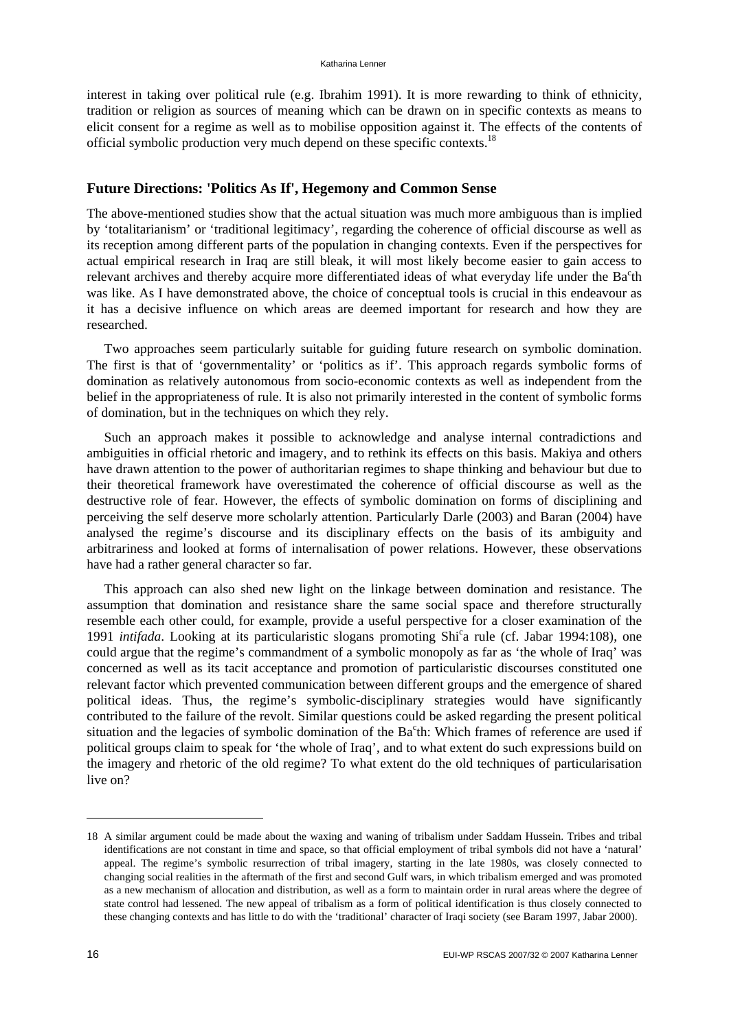interest in taking over political rule (e.g. Ibrahim 1991). It is more rewarding to think of ethnicity, tradition or religion as sources of meaning which can be drawn on in specific contexts as means to elicit consent for a regime as well as to mobilise opposition against it. The effects of the contents of official symbolic production very much depend on these specific contexts.[18]

## Future Directions: 'Politics As If', Hegemony and Common Sense

The above-mentioned studies show that the actual situation was much more ambiguous than is implied by 'totalitarianism' or 'traditional legitimacy', regarding the coherence of official discourse as well as its reception among different parts of the population in changing contexts. Even if the perspectives for actual empirical research in Iraq are still bleak, it will most likely become easier to gain access to relevant archives and thereby acquire more differentiated ideas of what everyday life under the Baᶜth was like. As I have demonstrated above, the choice of conceptual tools is crucial in this endeavour as it has a decisive influence on which areas are deemed important for research and how they are researched.

Two approaches seem particularly suitable for guiding future research on symbolic domination. The first is that of 'governmentality' or 'politics as if'. This approach regards symbolic forms of domination as relatively autonomous from socio-economic contexts as well as independent from the belief in the appropriateness of rule. It is also not primarily interested in the content of symbolic forms of domination, but in the techniques on which they rely.

Such an approach makes it possible to acknowledge and analyse internal contradictions and ambiguities in official rhetoric and imagery, and to rethink its effects on this basis. Makiya and others have drawn attention to the power of authoritarian regimes to shape thinking and behaviour but due to their theoretical framework have overestimated the coherence of official discourse as well as the destructive role of fear. However, the effects of symbolic domination on forms of disciplining and perceiving the self deserve more scholarly attention. Particularly Darle (2003) and Baran (2004) have analysed the regime's discourse and its disciplinary effects on the basis of its ambiguity and arbitrariness and looked at forms of internalisation of power relations. However, these observations have had a rather general character so far.

This approach can also shed new light on the linkage between domination and resistance. The assumption that domination and resistance share the same social space and therefore structurally resemble each other could, for example, provide a useful perspective for a closer examination of the 1991 *intifada*. Looking at its particularistic slogans promoting Shiᶜa rule (cf. Jabar 1994:108), one could argue that the regime's commandment of a symbolic monopoly as far as 'the whole of Iraq' was concerned as well as its tacit acceptance and promotion of particularistic discourses constituted one relevant factor which prevented communication between different groups and the emergence of shared political ideas. Thus, the regime's symbolic-disciplinary strategies would have significantly contributed to the failure of the revolt. Similar questions could be asked regarding the present political situation and the legacies of symbolic domination of the Baᶜth: Which frames of reference are used if political groups claim to speak for 'the whole of Iraq', and to what extent do such expressions build on the imagery and rhetoric of the old regime? To what extent do the old techniques of particularisation live on?

---

18 A similar argument could be made about the waxing and waning of tribalism under Saddam Hussein. Tribes and tribal identifications are not constant in time and space, so that official employment of tribal symbols did not have a 'natural' appeal. The regime's symbolic resurrection of tribal imagery, starting in the late 1980s, was closely connected to changing social realities in the aftermath of the first and second Gulf wars, in which tribalism emerged and was promoted as a new mechanism of allocation and distribution, as well as a form to maintain order in rural areas where the degree of state control had lessened. The new appeal of tribalism as a form of political identification is thus closely connected to these changing contexts and has little to do with the 'traditional' character of Iraqi society (see Baram 1997, Jabar 2000).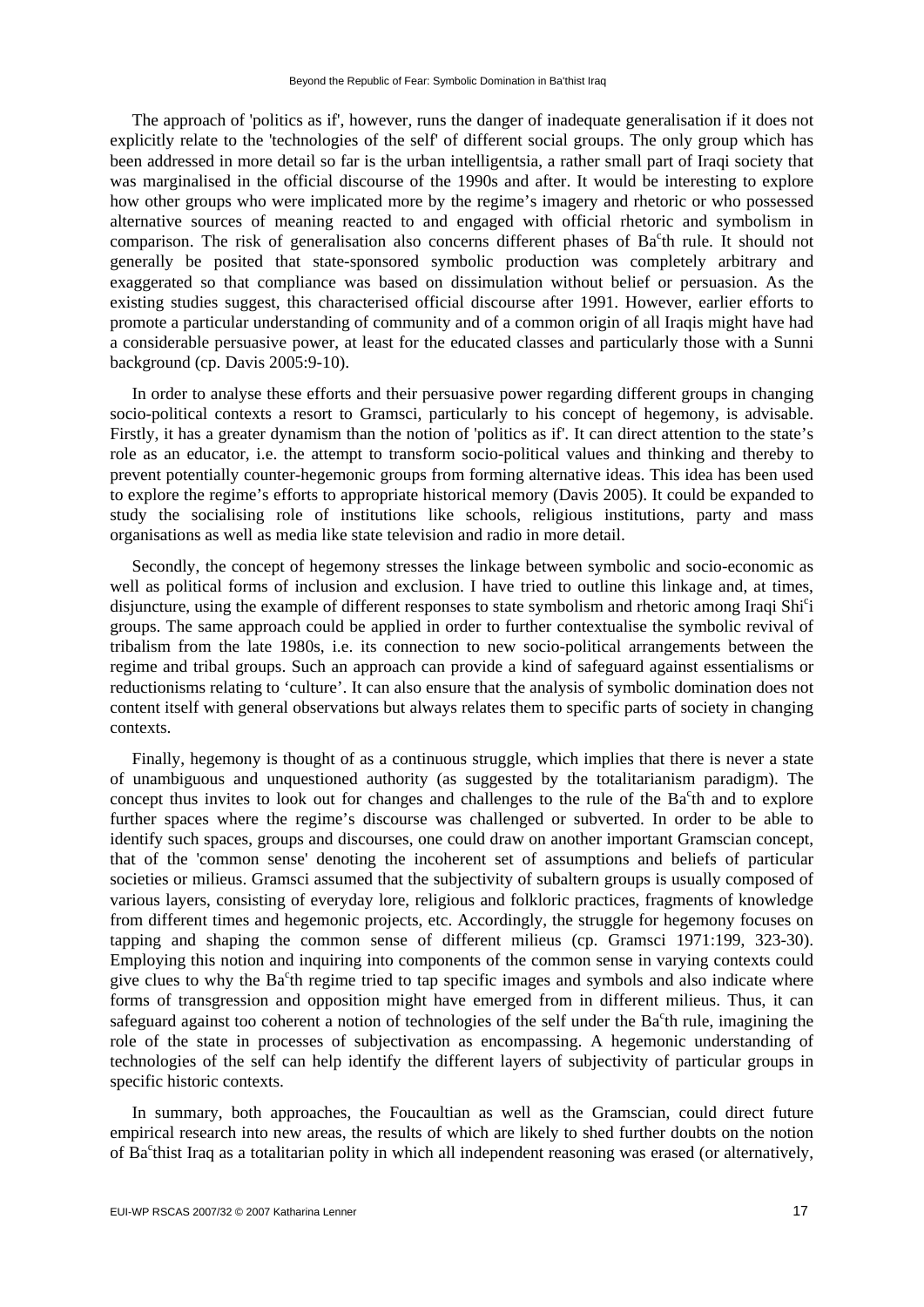The approach of 'politics as if', however, runs the danger of inadequate generalisation if it does not explicitly relate to the 'technologies of the self' of different social groups. The only group which has been addressed in more detail so far is the urban intelligentsia, a rather small part of Iraqi society that was marginalised in the official discourse of the 1990s and after. It would be interesting to explore how other groups who were implicated more by the regime's imagery and rhetoric or who possessed alternative sources of meaning reacted to and engaged with official rhetoric and symbolism in comparison. The risk of generalisation also concerns different phases of Baᶜth rule. It should not generally be posited that state-sponsored symbolic production was completely arbitrary and exaggerated so that compliance was based on dissimulation without belief or persuasion. As the existing studies suggest, this characterised official discourse after 1991. However, earlier efforts to promote a particular understanding of community and of a common origin of all Iraqis might have had a considerable persuasive power, at least for the educated classes and particularly those with a Sunni background (cp. Davis 2005:9-10).

In order to analyse these efforts and their persuasive power regarding different groups in changing socio-political contexts a resort to Gramsci, particularly to his concept of hegemony, is advisable. Firstly, it has a greater dynamism than the notion of 'politics as if'. It can direct attention to the state's role as an educator, i.e. the attempt to transform socio-political values and thinking and thereby to prevent potentially counter-hegemonic groups from forming alternative ideas. This idea has been used to explore the regime's efforts to appropriate historical memory (Davis 2005). It could be expanded to study the socialising role of institutions like schools, religious institutions, party and mass organisations as well as media like state television and radio in more detail.

Secondly, the concept of hegemony stresses the linkage between symbolic and socio-economic as well as political forms of inclusion and exclusion. I have tried to outline this linkage and, at times, disjuncture, using the example of different responses to state symbolism and rhetoric among Iraqi Shiᶜi groups. The same approach could be applied in order to further contextualise the symbolic revival of tribalism from the late 1980s, i.e. its connection to new socio-political arrangements between the regime and tribal groups. Such an approach can provide a kind of safeguard against essentialisms or reductionisms relating to 'culture'. It can also ensure that the analysis of symbolic domination does not content itself with general observations but always relates them to specific parts of society in changing contexts.

Finally, hegemony is thought of as a continuous struggle, which implies that there is never a state of unambiguous and unquestioned authority (as suggested by the totalitarianism paradigm). The concept thus invites to look out for changes and challenges to the rule of the Baᶜth and to explore further spaces where the regime's discourse was challenged or subverted. In order to be able to identify such spaces, groups and discourses, one could draw on another important Gramscian concept, that of the 'common sense' denoting the incoherent set of assumptions and beliefs of particular societies or milieus. Gramsci assumed that the subjectivity of subaltern groups is usually composed of various layers, consisting of everyday lore, religious and folkloric practices, fragments of knowledge from different times and hegemonic projects, etc. Accordingly, the struggle for hegemony focuses on tapping and shaping the common sense of different milieus (cp. Gramsci 1971:199, 323-30). Employing this notion and inquiring into components of the common sense in varying contexts could give clues to why the Baᶜth regime tried to tap specific images and symbols and also indicate where forms of transgression and opposition might have emerged from in different milieus. Thus, it can safeguard against too coherent a notion of technologies of the self under the Baᶜth rule, imagining the role of the state in processes of subjectivation as encompassing. A hegemonic understanding of technologies of the self can help identify the different layers of subjectivity of particular groups in specific historic contexts.

In summary, both approaches, the Foucaultian as well as the Gramscian, could direct future empirical research into new areas, the results of which are likely to shed further doubts on the notion of Baᶜthist Iraq as a totalitarian polity in which all independent reasoning was erased (or alternatively,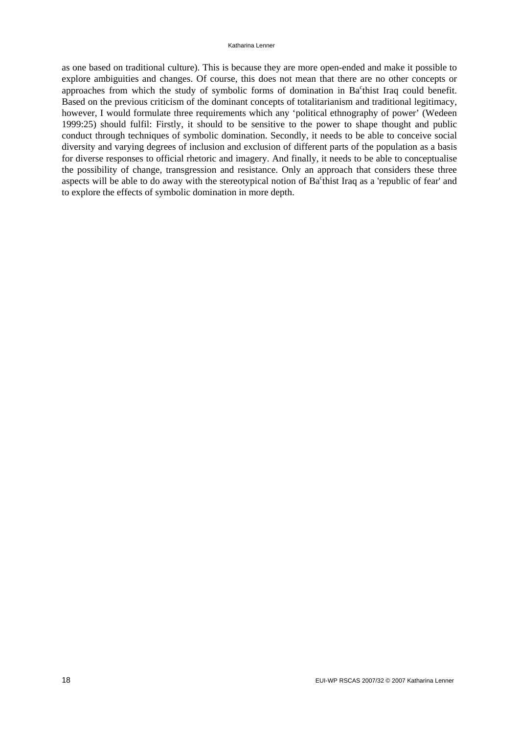as one based on traditional culture). This is because they are more open-ended and make it possible to explore ambiguities and changes. Of course, this does not mean that there are no other concepts or approaches from which the study of symbolic forms of domination in Baᶜthist Iraq could benefit. Based on the previous criticism of the dominant concepts of totalitarianism and traditional legitimacy, however, I would formulate three requirements which any 'political ethnography of power' (Wedeen 1999:25) should fulfil: Firstly, it should to be sensitive to the power to shape thought and public conduct through techniques of symbolic domination. Secondly, it needs to be able to conceive social diversity and varying degrees of inclusion and exclusion of different parts of the population as a basis for diverse responses to official rhetoric and imagery. And finally, it needs to be able to conceptualise the possibility of change, transgression and resistance. Only an approach that considers these three aspects will be able to do away with the stereotypical notion of Baᶜthist Iraq as a 'republic of fear' and to explore the effects of symbolic domination in more depth.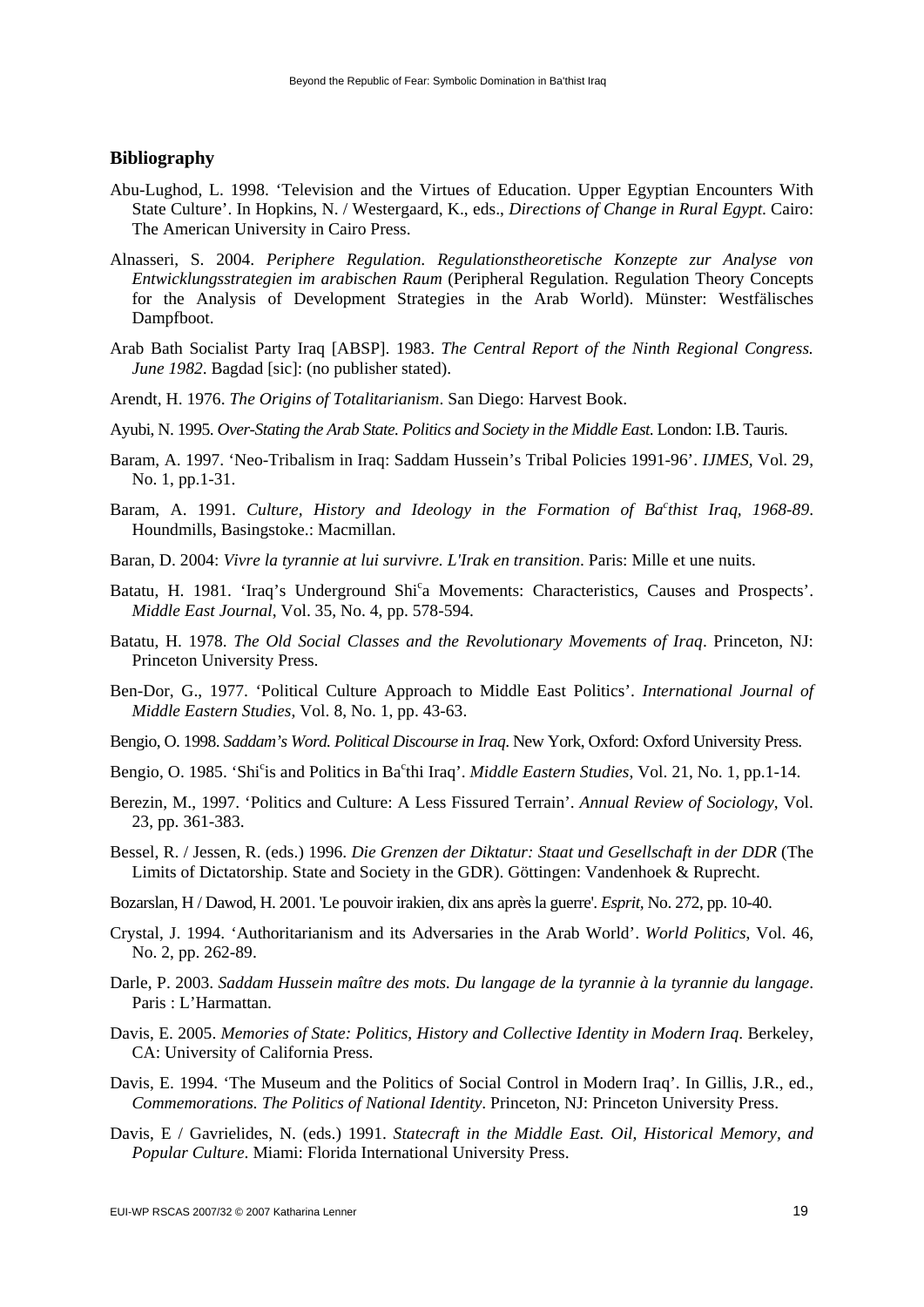## Bibliography

Abu-Lughod, L. 1998. 'Television and the Virtues of Education. Upper Egyptian Encounters With State Culture'. In Hopkins, N. / Westergaard, K., eds., *Directions of Change in Rural Egypt*. Cairo: The American University in Cairo Press.

Alnasseri, S. 2004. *Periphere Regulation. Regulationstheoretische Konzepte zur Analyse von Entwicklungsstrategien im arabischen Raum* (Peripheral Regulation. Regulation Theory Concepts for the Analysis of Development Strategies in the Arab World). Münster: Westfälisches Dampfboot.

Arab Bath Socialist Party Iraq [ABSP]. 1983. *The Central Report of the Ninth Regional Congress. June 1982*. Bagdad [sic]: (no publisher stated).

Arendt, H. 1976. *The Origins of Totalitarianism*. San Diego: Harvest Book.

Ayubi, N. 1995. *Over-Stating the Arab State. Politics and Society in the Middle East*. London: I.B. Tauris.

Baram, A. 1997. 'Neo-Tribalism in Iraq: Saddam Hussein's Tribal Policies 1991-96'. *IJMES*, Vol. 29, No. 1, pp.1-31.

Baram, A. 1991. *Culture, History and Ideology in the Formation of Ba*ᶜ*thist Iraq, 1968-89*. Houndmills, Basingstoke.: Macmillan.

Baran, D. 2004: *Vivre la tyrannie at lui survivre. L'Irak en transition*. Paris: Mille et une nuits.

Batatu, H. 1981. 'Iraq's Underground Shiᶜa Movements: Characteristics, Causes and Prospects'. *Middle East Journal*, Vol. 35, No. 4, pp. 578-594.

Batatu, H. 1978. *The Old Social Classes and the Revolutionary Movements of Iraq*. Princeton, NJ: Princeton University Press.

Ben-Dor, G., 1977. 'Political Culture Approach to Middle East Politics'. *International Journal of Middle Eastern Studies*, Vol. 8, No. 1, pp. 43-63.

Bengio, O. 1998. *Saddam's Word. Political Discourse in Iraq*. New York, Oxford: Oxford University Press.

Bengio, O. 1985. 'Shiᶜis and Politics in Baᶜthi Iraq'. *Middle Eastern Studies*, Vol. 21, No. 1, pp.1-14.

Berezin, M., 1997. 'Politics and Culture: A Less Fissured Terrain'. *Annual Review of Sociology*, Vol. 23, pp. 361-383.

Bessel, R. / Jessen, R. (eds.) 1996. *Die Grenzen der Diktatur: Staat und Gesellschaft in der DDR* (The Limits of Dictatorship. State and Society in the GDR). Göttingen: Vandenhoek & Ruprecht.

Bozarslan, H / Dawod, H. 2001. 'Le pouvoir irakien, dix ans après la guerre'. *Esprit*, No. 272, pp. 10-40.

Crystal, J. 1994. 'Authoritarianism and its Adversaries in the Arab World'. *World Politics*, Vol. 46, No. 2, pp. 262-89.

Darle, P. 2003. *Saddam Hussein maître des mots. Du langage de la tyrannie à la tyrannie du langage*. Paris : L'Harmattan.

Davis, E. 2005. *Memories of State: Politics, History and Collective Identity in Modern Iraq*. Berkeley, CA: University of California Press.

Davis, E. 1994. 'The Museum and the Politics of Social Control in Modern Iraq'. In Gillis, J.R., ed., *Commemorations. The Politics of National Identity*. Princeton, NJ: Princeton University Press.

Davis, E / Gavrielides, N. (eds.) 1991. *Statecraft in the Middle East. Oil, Historical Memory, and Popular Culture*. Miami: Florida International University Press.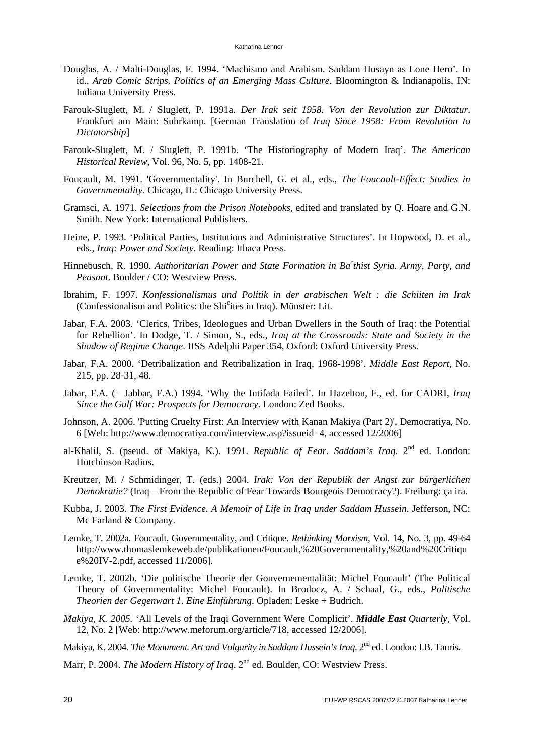Douglas, A. / Malti-Douglas, F. 1994. 'Machismo and Arabism. Saddam Husayn as Lone Hero'. In id., *Arab Comic Strips. Politics of an Emerging Mass Culture*. Bloomington & Indianapolis, IN: Indiana University Press.

Farouk-Sluglett, M. / Sluglett, P. 1991a. *Der Irak seit 1958. Von der Revolution zur Diktatur*. Frankfurt am Main: Suhrkamp. [German Translation of *Iraq Since 1958: From Revolution to Dictatorship*]

Farouk-Sluglett, M. / Sluglett, P. 1991b. 'The Historiography of Modern Iraq'. *The American Historical Review*, Vol. 96, No. 5, pp. 1408-21.

Foucault, M. 1991. 'Governmentality'. In Burchell, G. et al., eds., *The Foucault-Effect: Studies in Governmentality*. Chicago, IL: Chicago University Press.

Gramsci, A. 1971. *Selections from the Prison Notebooks*, edited and translated by Q. Hoare and G.N. Smith. New York: International Publishers.

Heine, P. 1993. 'Political Parties, Institutions and Administrative Structures'. In Hopwood, D. et al., eds., *Iraq: Power and Society*. Reading: Ithaca Press.

Hinnebusch, R. 1990. *Authoritarian Power and State Formation in Baᶜthist Syria. Army, Party, and Peasant*. Boulder / CO: Westview Press.

Ibrahim, F. 1997. *Konfessionalismus und Politik in der arabischen Welt : die Schiiten im Irak* (Confessionalism and Politics: the Shiᶜites in Iraq). Münster: Lit.

Jabar, F.A. 2003. 'Clerics, Tribes, Ideologues and Urban Dwellers in the South of Iraq: the Potential for Rebellion'. In Dodge, T. / Simon, S., eds., *Iraq at the Crossroads: State and Society in the Shadow of Regime Change*. IISS Adelphi Paper 354, Oxford: Oxford University Press.

Jabar, F.A. 2000. 'Detribalization and Retribalization in Iraq, 1968-1998'. *Middle East Report*, No. 215, pp. 28-31, 48.

Jabar, F.A. (= Jabbar, F.A.) 1994. 'Why the Intifada Failed'. In Hazelton, F., ed. for CADRI, *Iraq Since the Gulf War: Prospects for Democracy*. London: Zed Books.

Johnson, A. 2006. 'Putting Cruelty First: An Interview with Kanan Makiya (Part 2)', Democratiya, No. 6 [Web: http://www.democratiya.com/interview.asp?issueid=4, accessed 12/2006]

al-Khalil, S. (pseud. of Makiya, K.). 1991. *Republic of Fear. Saddam's Iraq*. 2nd ed. London: Hutchinson Radius.

Kreutzer, M. / Schmidinger, T. (eds.) 2004. *Irak: Von der Republik der Angst zur bürgerlichen Demokratie?* (Iraq—From the Republic of Fear Towards Bourgeois Democracy?). Freiburg: ça ira.

Kubba, J. 2003. *The First Evidence. A Memoir of Life in Iraq under Saddam Hussein*. Jefferson, NC: Mc Farland & Company.

Lemke, T. 2002a. Foucault, Governmentality, and Critique. *Rethinking Marxism*, Vol. 14, No. 3, pp. 49-64 http://www.thomaslemkeweb.de/publikationen/Foucault,%20Governmentality,%20and%20Critique%20IV-2.pdf, accessed 11/2006].

Lemke, T. 2002b. 'Die politische Theorie der Gouvernementalität: Michel Foucault' (The Political Theory of Governmentality: Michel Foucault). In Brodocz, A. / Schaal, G., eds., *Politische Theorien der Gegenwart 1. Eine Einführung*. Opladen: Leske + Budrich.

*Makiya, K. 2005.* 'All Levels of the Iraqi Government Were Complicit'. ***Middle East** Quarterly*, Vol. 12, No. 2 [Web: http://www.meforum.org/article/718, accessed 12/2006].

Makiya, K. 2004. *The Monument. Art and Vulgarity in Saddam Hussein's Iraq*. 2nd ed. London: I.B. Tauris.

Marr, P. 2004. *The Modern History of Iraq*. 2nd ed. Boulder, CO: Westview Press.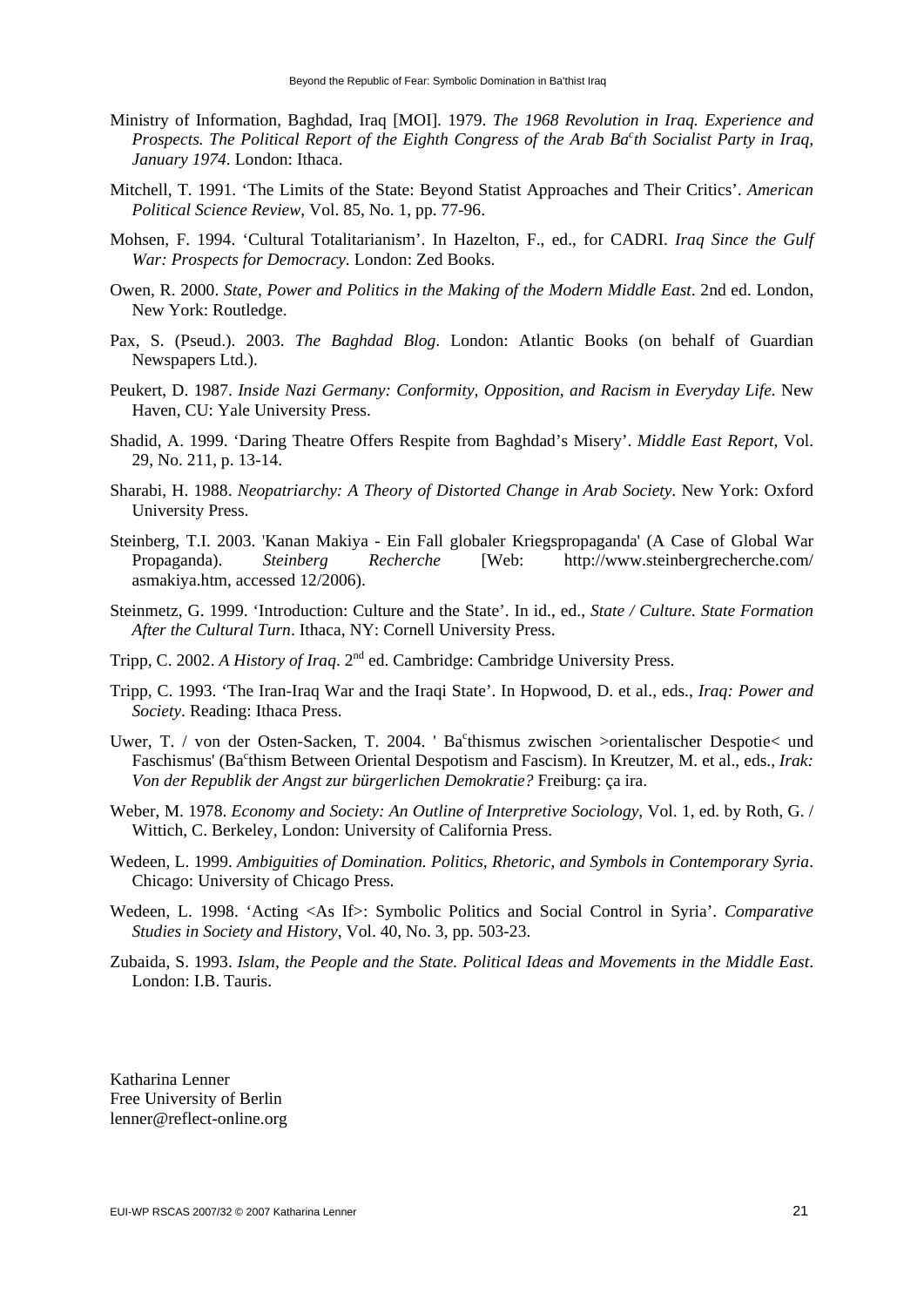Ministry of Information, Baghdad, Iraq [MOI]. 1979. *The 1968 Revolution in Iraq. Experience and Prospects. The Political Report of the Eighth Congress of the Arab Baᶜth Socialist Party in Iraq, January 1974*. London: Ithaca.

Mitchell, T. 1991. 'The Limits of the State: Beyond Statist Approaches and Their Critics'. *American Political Science Review*, Vol. 85, No. 1, pp. 77-96.

Mohsen, F. 1994. 'Cultural Totalitarianism'. In Hazelton, F., ed., for CADRI. *Iraq Since the Gulf War: Prospects for Democracy*. London: Zed Books.

Owen, R. 2000. *State, Power and Politics in the Making of the Modern Middle East*. 2nd ed. London, New York: Routledge.

Pax, S. (Pseud.). 2003. *The Baghdad Blog*. London: Atlantic Books (on behalf of Guardian Newspapers Ltd.).

Peukert, D. 1987. *Inside Nazi Germany: Conformity, Opposition, and Racism in Everyday Life*. New Haven, CU: Yale University Press.

Shadid, A. 1999. 'Daring Theatre Offers Respite from Baghdad's Misery'. *Middle East Report*, Vol. 29, No. 211, p. 13-14.

Sharabi, H. 1988. *Neopatriarchy: A Theory of Distorted Change in Arab Society*. New York: Oxford University Press.

Steinberg, T.I. 2003. 'Kanan Makiya - Ein Fall globaler Kriegspropaganda' (A Case of Global War Propaganda). *Steinberg Recherche* [Web: http://www.steinbergrecherche.com/ asmakiya.htm, accessed 12/2006).

Steinmetz, G. 1999. 'Introduction: Culture and the State'. In id., ed., *State / Culture. State Formation After the Cultural Turn*. Ithaca, NY: Cornell University Press.

Tripp, C. 2002. *A History of Iraq*. 2nd ed. Cambridge: Cambridge University Press.

Tripp, C. 1993. 'The Iran-Iraq War and the Iraqi State'. In Hopwood, D. et al., eds., *Iraq: Power and Society*. Reading: Ithaca Press.

Uwer, T. / von der Osten-Sacken, T. 2004. ' Baᶜthismus zwischen >orientalischer Despotie< und Faschismus' (Baᶜthism Between Oriental Despotism and Fascism). In Kreutzer, M. et al., eds., *Irak: Von der Republik der Angst zur bürgerlichen Demokratie?* Freiburg: ça ira.

Weber, M. 1978. *Economy and Society: An Outline of Interpretive Sociology*, Vol. 1, ed. by Roth, G. / Wittich, C. Berkeley, London: University of California Press.

Wedeen, L. 1999. *Ambiguities of Domination. Politics, Rhetoric, and Symbols in Contemporary Syria*. Chicago: University of Chicago Press.

Wedeen, L. 1998. 'Acting <As If>: Symbolic Politics and Social Control in Syria'. *Comparative Studies in Society and History*, Vol. 40, No. 3, pp. 503-23.

Zubaida, S. 1993. *Islam, the People and the State. Political Ideas and Movements in the Middle East*. London: I.B. Tauris.

Katharina Lenner
Free University of Berlin
lenner@reflect-online.org